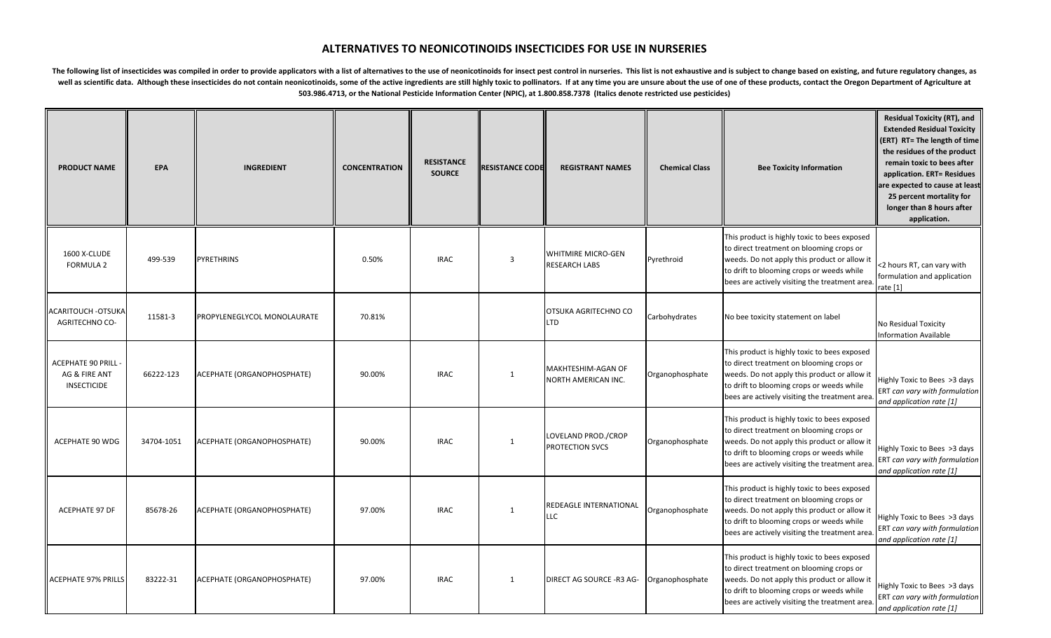# ALTERNATIVES TO NEONICOTINOIDS INSECTICIDES FOR USE IN NURSERIES

**The following list of insecticides was compiled in order to provide applicators with a list of alternatives to the use of neonicotinoids for insect pest control in nurseries. This list is not exhaustive and is subject to change based on existing, and future regulatory changes, as well as scientific data. Although these insecticides do not contain neonicotinoids, some of the active ingredients are still highly toxic to pollinators. If at any time you are unsure about the use of one of these products, contact the Oregon Department of Agriculture at 503.986.4713, or the National Pesticide Information Center (NPIC), at 1.800.858.7378 (Italics denote restricted use pesticides)**

| PRODUCT NAME | EPA | INGREDIENT | CONCENTRATION | RESISTANCE SOURCE | RESISTANCE CODE | REGISTRANT NAMES | Chemical Class | Bee Toxicity Information | Residual Toxicity (RT), and Extended Residual Toxicity (ERT) RT= The length of time the residues of the product remain toxic to bees after application. ERT= Residues are expected to cause at least 25 percent mortality for longer than 8 hours after application. |
|---|---|---|---|---|---|---|---|---|---|
| 1600 X-CLUDE FORMULA 2 | 499-539 | PYRETHRINS | 0.50% | IRAC | 3 | WHITMIRE MICRO-GEN RESEARCH LABS | Pyrethroid | This product is highly toxic to bees exposed to direct treatment on blooming crops or weeds. Do not apply this product or allow it to drift to blooming crops or weeds while bees are actively visiting the treatment area. | <2 hours RT, can vary with formulation and application rate [1] |
| ACARITOUCH -OTSUKA AGRITECHNO CO- | 11581-3 | PROPYLENEGLYCOL MONOLAURATE | 70.81% | | | OTSUKA AGRITECHNO CO LTD | Carbohydrates | No bee toxicity statement on label | No Residual Toxicity Information Available |
| ACEPHATE 90 PRILL - AG & FIRE ANT INSECTICIDE | 66222-123 | ACEPHATE (ORGANOPHOSPHATE) | 90.00% | IRAC | 1 | MAKHTESHIM-AGAN OF NORTH AMERICAN INC. | Organophosphate | This product is highly toxic to bees exposed to direct treatment on blooming crops or weeds. Do not apply this product or allow it to drift to blooming crops or weeds while bees are actively visiting the treatment area. | Highly Toxic to Bees >3 days ERT *can vary with formulation and application rate [1]* |
| ACEPHATE 90 WDG | 34704-1051 | ACEPHATE (ORGANOPHOSPHATE) | 90.00% | IRAC | 1 | LOVELAND PROD./CROP PROTECTION SVCS | Organophosphate | This product is highly toxic to bees exposed to direct treatment on blooming crops or weeds. Do not apply this product or allow it to drift to blooming crops or weeds while bees are actively visiting the treatment area. | Highly Toxic to Bees >3 days ERT *can vary with formulation and application rate [1]* |
| ACEPHATE 97 DF | 85678-26 | ACEPHATE (ORGANOPHOSPHATE) | 97.00% | IRAC | 1 | REDEAGLE INTERNATIONAL LLC | Organophosphate | This product is highly toxic to bees exposed to direct treatment on blooming crops or weeds. Do not apply this product or allow it to drift to blooming crops or weeds while bees are actively visiting the treatment area. | Highly Toxic to Bees >3 days ERT *can vary with formulation and application rate [1]* |
| ACEPHATE 97% PRILLS | 83222-31 | ACEPHATE (ORGANOPHOSPHATE) | 97.00% | IRAC | 1 | DIRECT AG SOURCE -R3 AG- | Organophosphate | This product is highly toxic to bees exposed to direct treatment on blooming crops or weeds. Do not apply this product or allow it to drift to blooming crops or weeds while bees are actively visiting the treatment area. | Highly Toxic to Bees >3 days ERT *can vary with formulation and application rate [1]* |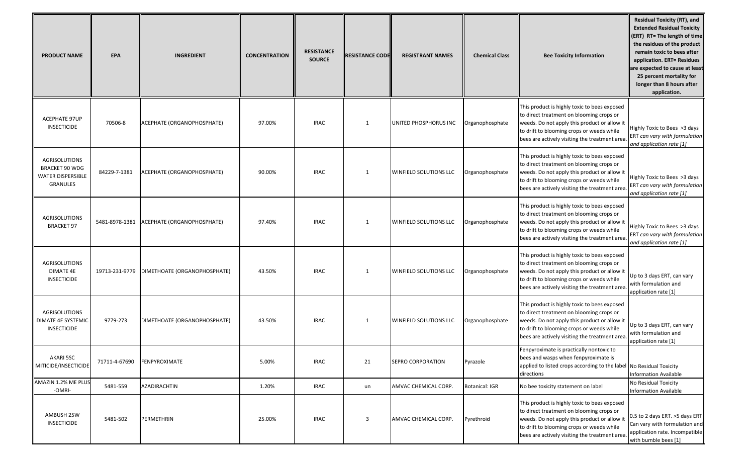| PRODUCT NAME | EPA | INGREDIENT | CONCENTRATION | RESISTANCE SOURCE | RESISTANCE CODE | REGISTRANT NAMES | Chemical Class | Bee Toxicity Information | Residual Toxicity (RT), and Extended Residual Toxicity (ERT) RT= The length of time the residues of the product remain toxic to bees after application. ERT= Residues are expected to cause at least 25 percent mortality for longer than 8 hours after application. |
|---|---|---|---|---|---|---|---|---|---|
| ACEPHATE 97UP INSECTICIDE | 70506-8 | ACEPHATE (ORGANOPHOSPHATE) | 97.00% | IRAC | 1 | UNITED PHOSPHORUS INC | Organophosphate | This product is highly toxic to bees exposed to direct treatment on blooming crops or weeds. Do not apply this product or allow it to drift to blooming crops or weeds while bees are actively visiting the treatment area. | Highly Toxic to Bees >3 days *ERT can vary with formulation and application rate [1]* |
| AGRISOLUTIONS BRACKET 90 WDG WATER DISPERSIBLE GRANULES | 84229-7-1381 | ACEPHATE (ORGANOPHOSPHATE) | 90.00% | IRAC | 1 | WINFIELD SOLUTIONS LLC | Organophosphate | This product is highly toxic to bees exposed to direct treatment on blooming crops or weeds. Do not apply this product or allow it to drift to blooming crops or weeds while bees are actively visiting the treatment area. | Highly Toxic to Bees >3 days *ERT can vary with formulation and application rate [1]* |
| AGRISOLUTIONS BRACKET 97 | 5481-8978-1381 | ACEPHATE (ORGANOPHOSPHATE) | 97.40% | IRAC | 1 | WINFIELD SOLUTIONS LLC | Organophosphate | This product is highly toxic to bees exposed to direct treatment on blooming crops or weeds. Do not apply this product or allow it to drift to blooming crops or weeds while bees are actively visiting the treatment area. | Highly Toxic to Bees >3 days *ERT can vary with formulation and application rate [1]* |
| AGRISOLUTIONS DIMATE 4E INSECTICIDE | 19713-231-9779 | DIMETHOATE (ORGANOPHOSPHATE) | 43.50% | IRAC | 1 | WINFIELD SOLUTIONS LLC | Organophosphate | This product is highly toxic to bees exposed to direct treatment on blooming crops or weeds. Do not apply this product or allow it to drift to blooming crops or weeds while bees are actively visiting the treatment area. | Up to 3 days ERT, can vary with formulation and application rate [1] |
| AGRISOLUTIONS DIMATE 4E SYSTEMIC INSECTICIDE | 9779-273 | DIMETHOATE (ORGANOPHOSPHATE) | 43.50% | IRAC | 1 | WINFIELD SOLUTIONS LLC | Organophosphate | This product is highly toxic to bees exposed to direct treatment on blooming crops or weeds. Do not apply this product or allow it to drift to blooming crops or weeds while bees are actively visiting the treatment area. | Up to 3 days ERT, can vary with formulation and application rate [1] |
| AKARI 5SC MITICIDE/INSECTICIDE | 71711-4-67690 | FENPYROXIMATE | 5.00% | IRAC | 21 | SEPRO CORPORATION | Pyrazole | Fenpyroximate is practically nontoxic to bees and wasps when fenpyroximate is applied to listed crops according to the label directions | No Residual Toxicity Information Available |
| AMAZIN 1.2% ME PLUS -OMRI- | 5481-559 | AZADIRACHTIN | 1.20% | IRAC | un | AMVAC CHEMICAL CORP. | Botanical: IGR | No bee toxicity statement on label | No Residual Toxicity Information Available |
| AMBUSH 25W INSECTICIDE | 5481-502 | PERMETHRIN | 25.00% | IRAC | 3 | AMVAC CHEMICAL CORP. | Pyrethroid | This product is highly toxic to bees exposed to direct treatment on blooming crops or weeds. Do not apply this product or allow it to drift to blooming crops or weeds while bees are actively visiting the treatment area. | 0.5 to 2 days ERT. >5 days ERT Can vary with formulation and application rate. Incompatible with bumble bees [1] |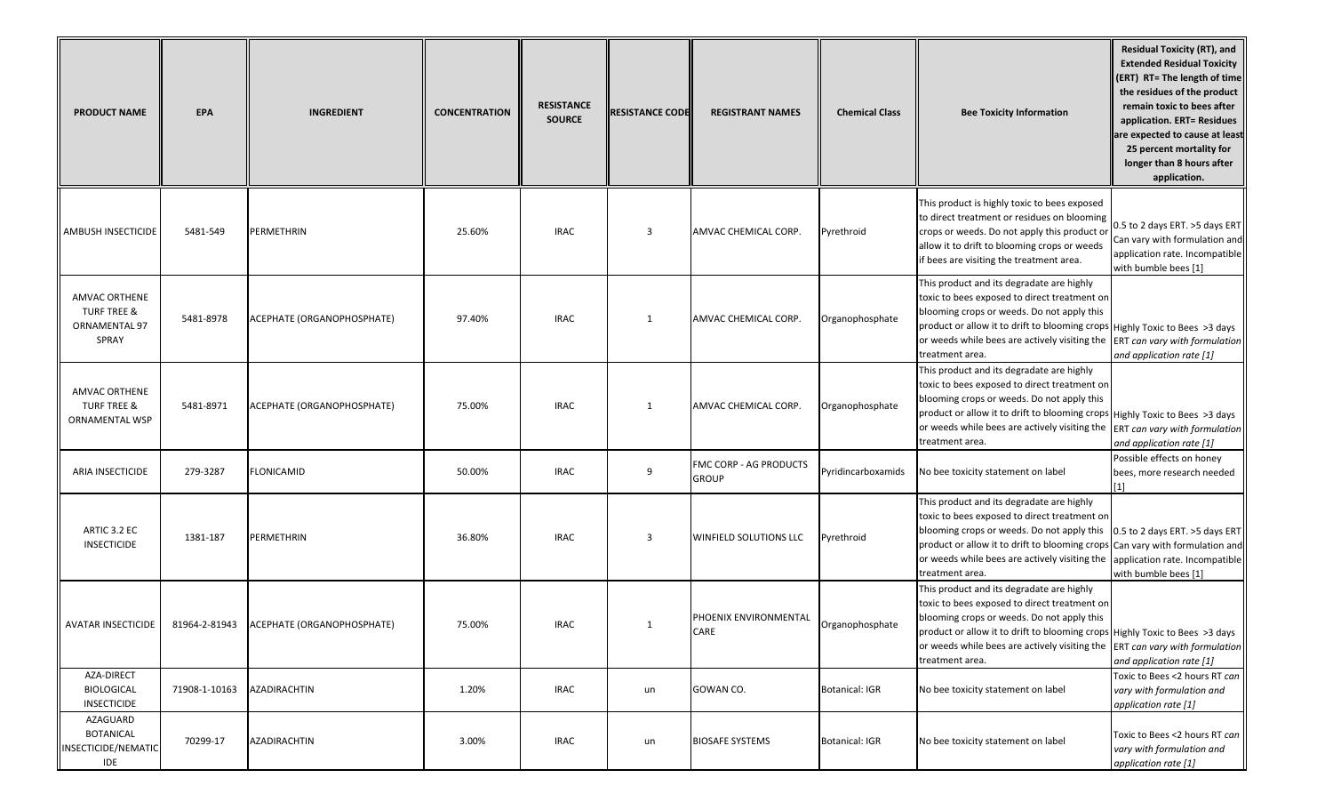| PRODUCT NAME | EPA | INGREDIENT | CONCENTRATION | RESISTANCE SOURCE | RESISTANCE CODE | REGISTRANT NAMES | Chemical Class | Bee Toxicity Information | Residual Toxicity (RT), and Extended Residual Toxicity (ERT) RT= The length of time the residues of the product remain toxic to bees after application. ERT= Residues are expected to cause at least 25 percent mortality for longer than 8 hours after application. |
|---|---|---|---|---|---|---|---|---|---|
| AMBUSH INSECTICIDE | 5481-549 | PERMETHRIN | 25.60% | IRAC | 3 | AMVAC CHEMICAL CORP. | Pyrethroid | This product is highly toxic to bees exposed to direct treatment or residues on blooming crops or weeds. Do not apply this product or allow it to drift to blooming crops or weeds if bees are visiting the treatment area. | 0.5 to 2 days ERT. >5 days ERT Can vary with formulation and application rate. Incompatible with bumble bees [1] |
| AMVAC ORTHENE TURF TREE & ORNAMENTAL 97 SPRAY | 5481-8978 | ACEPHATE (ORGANOPHOSPHATE) | 97.40% | IRAC | 1 | AMVAC CHEMICAL CORP. | Organophosphate | This product and its degradate are highly toxic to bees exposed to direct treatment on blooming crops or weeds. Do not apply this product or allow it to drift to blooming crops or weeds while bees are actively visiting the treatment area. | Highly Toxic to Bees >3 days ERT *can vary with formulation and application rate [1]* |
| AMVAC ORTHENE TURF TREE & ORNAMENTAL WSP | 5481-8971 | ACEPHATE (ORGANOPHOSPHATE) | 75.00% | IRAC | 1 | AMVAC CHEMICAL CORP. | Organophosphate | This product and its degradate are highly toxic to bees exposed to direct treatment on blooming crops or weeds. Do not apply this product or allow it to drift to blooming crops or weeds while bees are actively visiting the treatment area. | Highly Toxic to Bees >3 days ERT *can vary with formulation and application rate [1]* |
| ARIA INSECTICIDE | 279-3287 | FLONICAMID | 50.00% | IRAC | 9 | FMC CORP - AG PRODUCTS GROUP | Pyridincarboxamids | No bee toxicity statement on label | Possible effects on honey bees, more research needed [1] |
| ARTIC 3.2 EC INSECTICIDE | 1381-187 | PERMETHRIN | 36.80% | IRAC | 3 | WINFIELD SOLUTIONS LLC | Pyrethroid | This product and its degradate are highly toxic to bees exposed to direct treatment on blooming crops or weeds. Do not apply this product or allow it to drift to blooming crops or weeds while bees are actively visiting the treatment area. | 0.5 to 2 days ERT. >5 days ERT Can vary with formulation and application rate. Incompatible with bumble bees [1] |
| AVATAR INSECTICIDE | 81964-2-81943 | ACEPHATE (ORGANOPHOSPHATE) | 75.00% | IRAC | 1 | PHOENIX ENVIRONMENTAL CARE | Organophosphate | This product and its degradate are highly toxic to bees exposed to direct treatment on blooming crops or weeds. Do not apply this product or allow it to drift to blooming crops or weeds while bees are actively visiting the treatment area. | Highly Toxic to Bees >3 days ERT *can vary with formulation and application rate [1]* |
| AZA-DIRECT BIOLOGICAL INSECTICIDE | 71908-1-10163 | AZADIRACHTIN | 1.20% | IRAC | un | GOWAN CO. | Botanical: IGR | No bee toxicity statement on label | Toxic to Bees <2 hours RT *can vary with formulation and application rate [1]* |
| AZAGUARD BOTANICAL INSECTICIDE/NEMATICIDE | 70299-17 | AZADIRACHTIN | 3.00% | IRAC | un | BIOSAFE SYSTEMS | Botanical: IGR | No bee toxicity statement on label | Toxic to Bees <2 hours RT *can vary with formulation and application rate [1]* |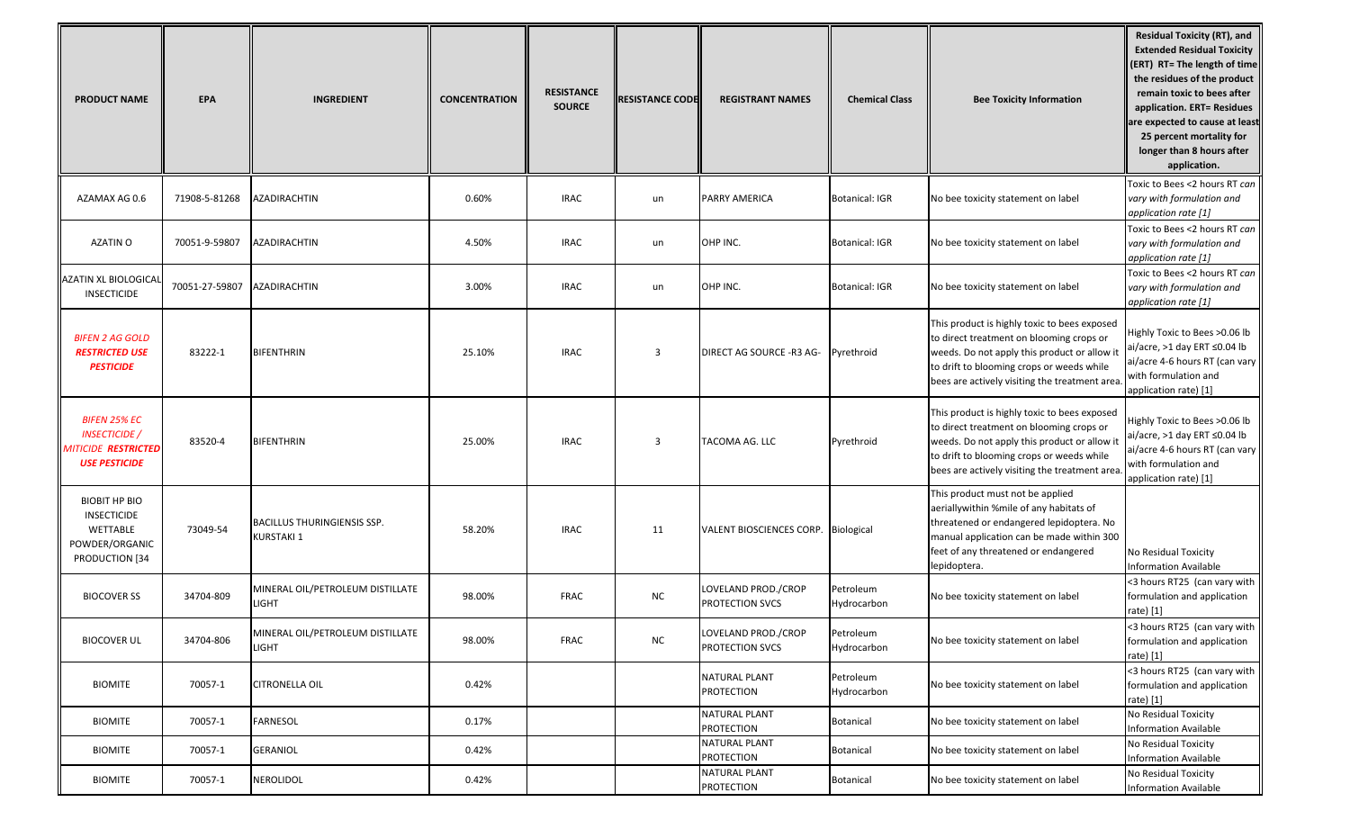| PRODUCT NAME | EPA | INGREDIENT | CONCENTRATION | RESISTANCE SOURCE | RESISTANCE CODE | REGISTRANT NAMES | Chemical Class | Bee Toxicity Information | Residual Toxicity (RT), and Extended Residual Toxicity (ERT) RT= The length of time the residues of the product remain toxic to bees after application. ERT= Residues are expected to cause at least 25 percent mortality for longer than 8 hours after application. |
|---|---|---|---|---|---|---|---|---|---|
| AZAMAX AG 0.6 | 71908-5-81268 | AZADIRACHTIN | 0.60% | IRAC | un | PARRY AMERICA | Botanical: IGR | No bee toxicity statement on label | Toxic to Bees <2 hours RT *can vary with formulation and application rate [1]* |
| AZATIN O | 70051-9-59807 | AZADIRACHTIN | 4.50% | IRAC | un | OHP INC. | Botanical: IGR | No bee toxicity statement on label | Toxic to Bees <2 hours RT *can vary with formulation and application rate [1]* |
| AZATIN XL BIOLOGICAL INSECTICIDE | 70051-27-59807 | AZADIRACHTIN | 3.00% | IRAC | un | OHP INC. | Botanical: IGR | No bee toxicity statement on label | Toxic to Bees <2 hours RT *can vary with formulation and application rate [1]* |
| *BIFEN 2 AG GOLD* ***RESTRICTED USE PESTICIDE*** | 83222-1 | BIFENTHRIN | 25.10% | IRAC | 3 | DIRECT AG SOURCE -R3 AG- | Pyrethroid | This product is highly toxic to bees exposed to direct treatment on blooming crops or weeds. Do not apply this product or allow it to drift to blooming crops or weeds while bees are actively visiting the treatment area. | Highly Toxic to Bees >0.06 lb ai/acre, >1 day ERT ≤0.04 lb ai/acre 4-6 hours RT (can vary with formulation and application rate) [1] |
| *BIFEN 25% EC INSECTICIDE / MITICIDE* ***RESTRICTED USE PESTICIDE*** | 83520-4 | BIFENTHRIN | 25.00% | IRAC | 3 | TACOMA AG. LLC | Pyrethroid | This product is highly toxic to bees exposed to direct treatment on blooming crops or weeds. Do not apply this product or allow it to drift to blooming crops or weeds while bees are actively visiting the treatment area. | Highly Toxic to Bees >0.06 lb ai/acre, >1 day ERT ≤0.04 lb ai/acre 4-6 hours RT (can vary with formulation and application rate) [1] |
| BIOBIT HP BIO INSECTICIDE WETTABLE POWDER/ORGANIC PRODUCTION [34 | 73049-54 | BACILLUS THURINGIENSIS SSP. KURSTAKI 1 | 58.20% | IRAC | 11 | VALENT BIOSCIENCES CORP. | Biological | This product must not be applied aeriallywithin %mile of any habitats of threatened or endangered lepidoptera. No manual application can be made within 300 feet of any threatened or endangered lepidoptera. | No Residual Toxicity Information Available |
| BIOCOVER SS | 34704-809 | MINERAL OIL/PETROLEUM DISTILLATE LIGHT | 98.00% | FRAC | NC | LOVELAND PROD./CROP PROTECTION SVCS | Petroleum Hydrocarbon | No bee toxicity statement on label | <3 hours RT25 (can vary with formulation and application rate) [1] |
| BIOCOVER UL | 34704-806 | MINERAL OIL/PETROLEUM DISTILLATE LIGHT | 98.00% | FRAC | NC | LOVELAND PROD./CROP PROTECTION SVCS | Petroleum Hydrocarbon | No bee toxicity statement on label | <3 hours RT25 (can vary with formulation and application rate) [1] |
| BIOMITE | 70057-1 | CITRONELLA OIL | 0.42% | | | NATURAL PLANT PROTECTION | Petroleum Hydrocarbon | No bee toxicity statement on label | <3 hours RT25 (can vary with formulation and application rate) [1] |
| BIOMITE | 70057-1 | FARNESOL | 0.17% | | | NATURAL PLANT PROTECTION | Botanical | No bee toxicity statement on label | No Residual Toxicity Information Available |
| BIOMITE | 70057-1 | GERANIOL | 0.42% | | | NATURAL PLANT PROTECTION | Botanical | No bee toxicity statement on label | No Residual Toxicity Information Available |
| BIOMITE | 70057-1 | NEROLIDOL | 0.42% | | | NATURAL PLANT PROTECTION | Botanical | No bee toxicity statement on label | No Residual Toxicity Information Available |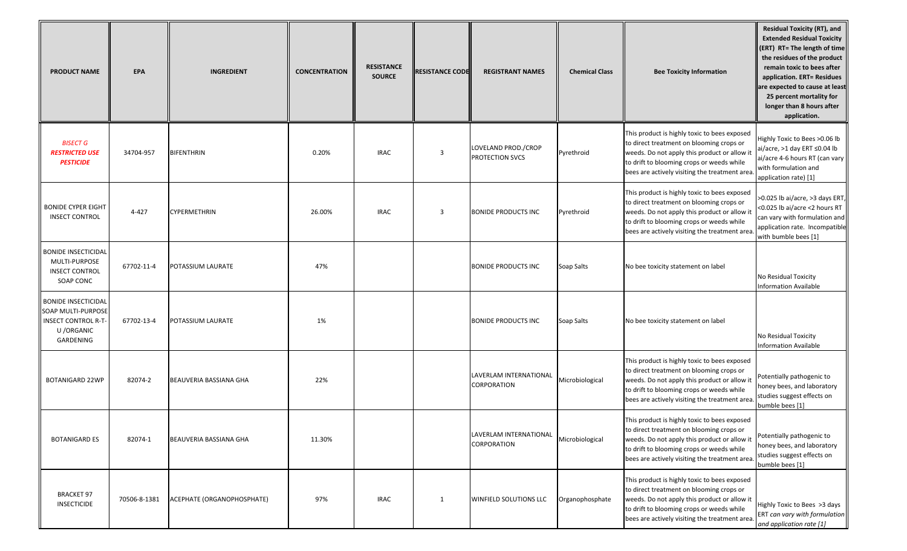| PRODUCT NAME | EPA | INGREDIENT | CONCENTRATION | RESISTANCE SOURCE | RESISTANCE CODE | REGISTRANT NAMES | Chemical Class | Bee Toxicity Information | Residual Toxicity (RT), and Extended Residual Toxicity (ERT) RT= The length of time the residues of the product remain toxic to bees after application. ERT= Residues are expected to cause at least 25 percent mortality for longer than 8 hours after application. |
|---|---|---|---|---|---|---|---|---|---|
| ***BISECT G*** ***RESTRICTED USE PESTICIDE*** | 34704-957 | BIFENTHRIN | 0.20% | IRAC | 3 | LOVELAND PROD./CROP PROTECTION SVCS | Pyrethroid | This product is highly toxic to bees exposed to direct treatment on blooming crops or weeds. Do not apply this product or allow it to drift to blooming crops or weeds while bees are actively visiting the treatment area. | Highly Toxic to Bees >0.06 lb ai/acre, >1 day ERT ≤0.04 lb ai/acre 4-6 hours RT (can vary with formulation and application rate) [1] |
| BONIDE CYPER EIGHT INSECT CONTROL | 4-427 | CYPERMETHRIN | 26.00% | IRAC | 3 | BONIDE PRODUCTS INC | Pyrethroid | This product is highly toxic to bees exposed to direct treatment on blooming crops or weeds. Do not apply this product or allow it to drift to blooming crops or weeds while bees are actively visiting the treatment area. | >0.025 lb ai/acre, >3 days ERT, <0.025 lb ai/acre <2 hours RT can vary with formulation and application rate. Incompatible with bumble bees [1] |
| BONIDE INSECTICIDAL MULTI-PURPOSE INSECT CONTROL SOAP CONC | 67702-11-4 | POTASSIUM LAURATE | 47% | | | BONIDE PRODUCTS INC | Soap Salts | No bee toxicity statement on label | No Residual Toxicity Information Available |
| BONIDE INSECTICIDAL SOAP MULTI-PURPOSE INSECT CONTROL R-T-U /ORGANIC GARDENING | 67702-13-4 | POTASSIUM LAURATE | 1% | | | BONIDE PRODUCTS INC | Soap Salts | No bee toxicity statement on label | No Residual Toxicity Information Available |
| BOTANIGARD 22WP | 82074-2 | BEAUVERIA BASSIANA GHA | 22% | | | LAVERLAM INTERNATIONAL CORPORATION | Microbiological | This product is highly toxic to bees exposed to direct treatment on blooming crops or weeds. Do not apply this product or allow it to drift to blooming crops or weeds while bees are actively visiting the treatment area. | Potentially pathogenic to honey bees, and laboratory studies suggest effects on bumble bees [1] |
| BOTANIGARD ES | 82074-1 | BEAUVERIA BASSIANA GHA | 11.30% | | | LAVERLAM INTERNATIONAL CORPORATION | Microbiological | This product is highly toxic to bees exposed to direct treatment on blooming crops or weeds. Do not apply this product or allow it to drift to blooming crops or weeds while bees are actively visiting the treatment area. | Potentially pathogenic to honey bees, and laboratory studies suggest effects on bumble bees [1] |
| BRACKET 97 INSECTICIDE | 70506-8-1381 | ACEPHATE (ORGANOPHOSPHATE) | 97% | IRAC | 1 | WINFIELD SOLUTIONS LLC | Organophosphate | This product is highly toxic to bees exposed to direct treatment on blooming crops or weeds. Do not apply this product or allow it to drift to blooming crops or weeds while bees are actively visiting the treatment area. | Highly Toxic to Bees >3 days ERT *can vary with formulation and application rate [1]* |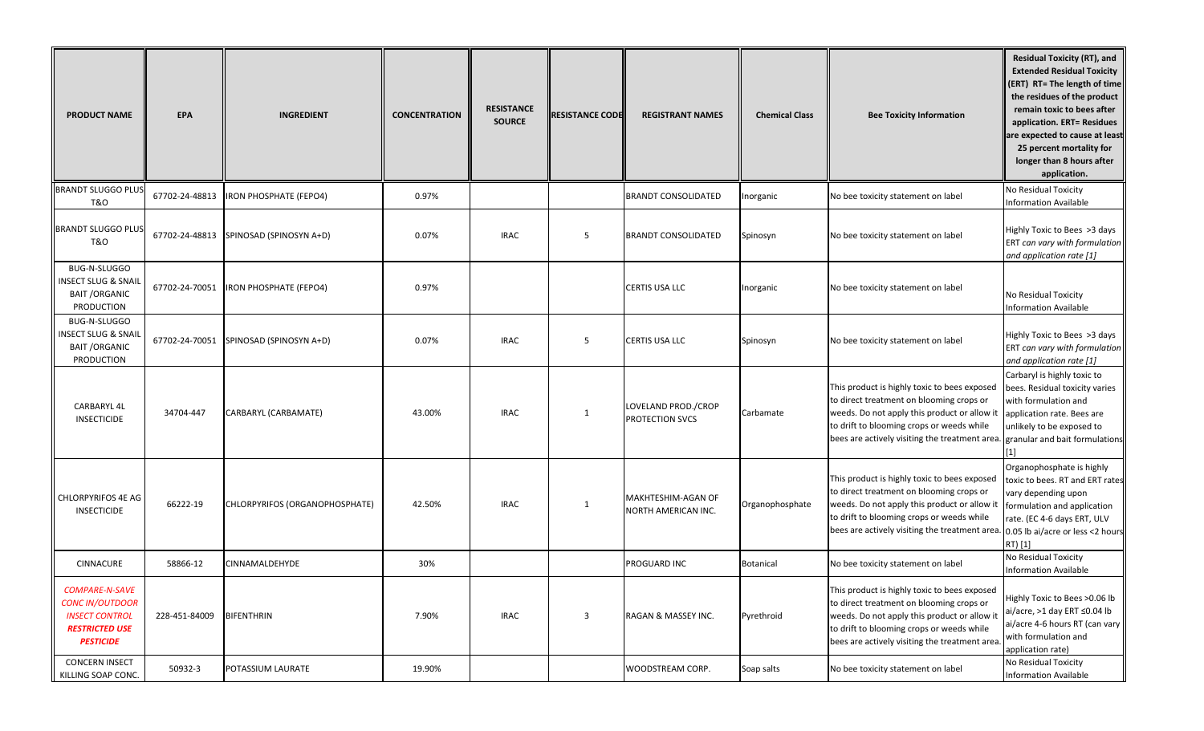| PRODUCT NAME | EPA | INGREDIENT | CONCENTRATION | RESISTANCE SOURCE | RESISTANCE CODE | REGISTRANT NAMES | Chemical Class | Bee Toxicity Information | Residual Toxicity (RT), and Extended Residual Toxicity (ERT) RT= The length of time the residues of the product remain toxic to bees after application. ERT= Residues are expected to cause at least 25 percent mortality for longer than 8 hours after application. |
|---|---|---|---|---|---|---|---|---|---|
| BRANDT SLUGGO PLUS T&O | 67702-24-48813 | IRON PHOSPHATE (FEPO4) | 0.97% | | | BRANDT CONSOLIDATED | Inorganic | No bee toxicity statement on label | No Residual Toxicity Information Available |
| BRANDT SLUGGO PLUS T&O | 67702-24-48813 | SPINOSAD (SPINOSYN A+D) | 0.07% | IRAC | 5 | BRANDT CONSOLIDATED | Spinosyn | No bee toxicity statement on label | Highly Toxic to Bees >3 days ERT *can vary with formulation and application rate [1]* |
| BUG-N-SLUGGO INSECT SLUG & SNAIL BAIT /ORGANIC PRODUCTION | 67702-24-70051 | IRON PHOSPHATE (FEPO4) | 0.97% | | | CERTIS USA LLC | Inorganic | No bee toxicity statement on label | No Residual Toxicity Information Available |
| BUG-N-SLUGGO INSECT SLUG & SNAIL BAIT /ORGANIC PRODUCTION | 67702-24-70051 | SPINOSAD (SPINOSYN A+D) | 0.07% | IRAC | 5 | CERTIS USA LLC | Spinosyn | No bee toxicity statement on label | Highly Toxic to Bees >3 days ERT *can vary with formulation and application rate [1]* |
| CARBARYL 4L INSECTICIDE | 34704-447 | CARBARYL (CARBAMATE) | 43.00% | IRAC | 1 | LOVELAND PROD./CROP PROTECTION SVCS | Carbamate | This product is highly toxic to bees exposed to direct treatment on blooming crops or weeds. Do not apply this product or allow it to drift to blooming crops or weeds while bees are actively visiting the treatment area. | Carbaryl is highly toxic to bees. Residual toxicity varies with formulation and application rate. Bees are unlikely to be exposed to granular and bait formulations [1] |
| CHLORPYRIFOS 4E AG INSECTICIDE | 66222-19 | CHLORPYRIFOS (ORGANOPHOSPHATE) | 42.50% | IRAC | 1 | MAKHTESHIM-AGAN OF NORTH AMERICAN INC. | Organophosphate | This product is highly toxic to bees exposed to direct treatment on blooming crops or weeds. Do not apply this product or allow it to drift to blooming crops or weeds while bees are actively visiting the treatment area. | Organophosphate is highly toxic to bees. RT and ERT rates vary depending upon formulation and application rate. (EC 4-6 days ERT, ULV 0.05 lb ai/acre or less <2 hours RT) [1] |
| CINNACURE | 58866-12 | CINNAMALDEHYDE | 30% | | | PROGUARD INC | Botanical | No bee toxicity statement on label | No Residual Toxicity Information Available |
| ***COMPARE-N-SAVE CONC IN/OUTDOOR INSECT CONTROL RESTRICTED USE PESTICIDE*** | 228-451-84009 | BIFENTHRIN | 7.90% | IRAC | 3 | RAGAN & MASSEY INC. | Pyrethroid | This product is highly toxic to bees exposed to direct treatment on blooming crops or weeds. Do not apply this product or allow it to drift to blooming crops or weeds while bees are actively visiting the treatment area. | Highly Toxic to Bees >0.06 lb ai/acre, >1 day ERT ≤0.04 lb ai/acre 4-6 hours RT (can vary with formulation and application rate) |
| CONCERN INSECT KILLING SOAP CONC. | 50932-3 | POTASSIUM LAURATE | 19.90% | | | WOODSTREAM CORP. | Soap salts | No bee toxicity statement on label | No Residual Toxicity Information Available |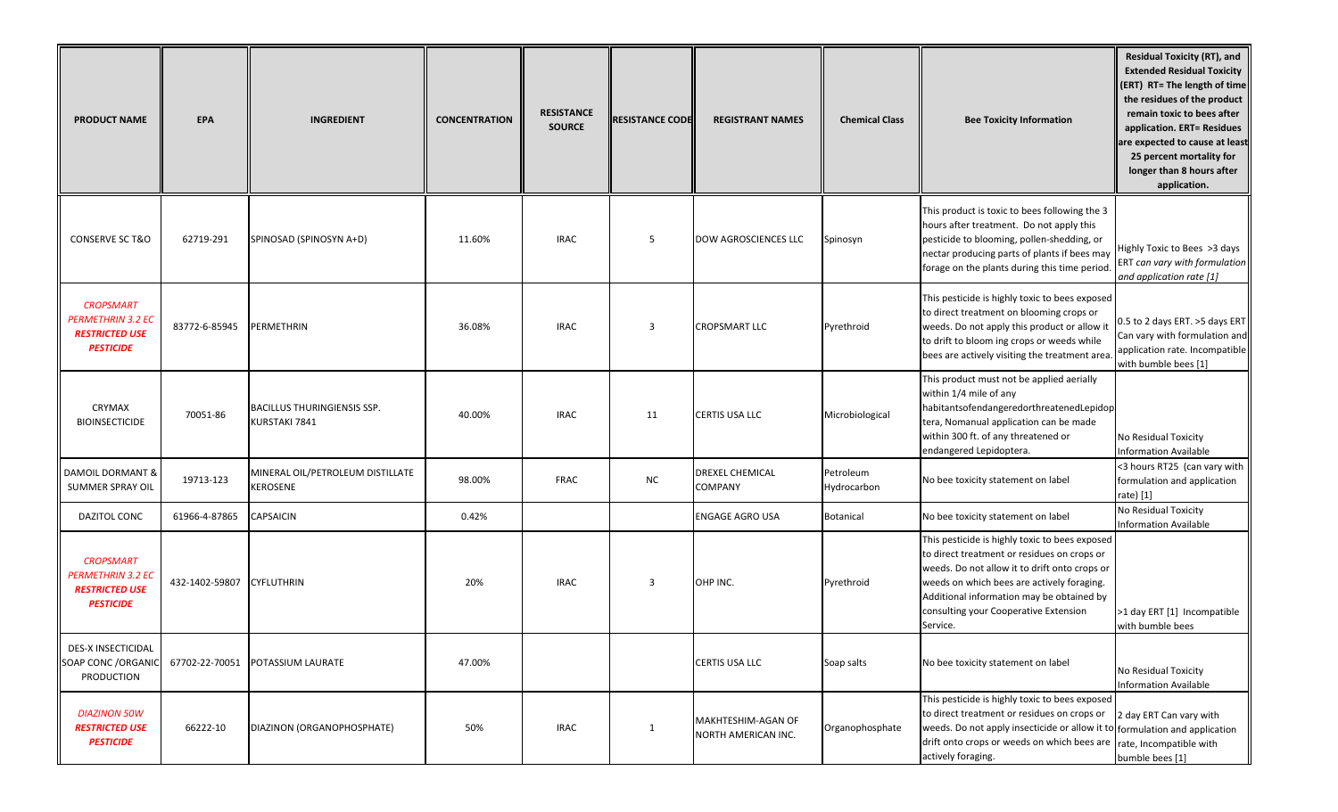| PRODUCT NAME | EPA | INGREDIENT | CONCENTRATION | RESISTANCE SOURCE | RESISTANCE CODE | REGISTRANT NAMES | Chemical Class | Bee Toxicity Information | Residual Toxicity (RT), and Extended Residual Toxicity (ERT) RT= The length of time the residues of the product remain toxic to bees after application. ERT= Residues are expected to cause at least 25 percent mortality for longer than 8 hours after application. |
|---|---|---|---|---|---|---|---|---|---|
| CONSERVE SC T&O | 62719-291 | SPINOSAD (SPINOSYN A+D) | 11.60% | IRAC | 5 | DOW AGROSCIENCES LLC | Spinosyn | This product is toxic to bees following the 3 hours after treatment. Do not apply this pesticide to blooming, pollen-shedding, or nectar producing parts of plants if bees may forage on the plants during this time period. | Highly Toxic to Bees >3 days ERT *can vary with formulation and application rate [1]* |
| *CROPSMART PERMETHRIN 3.2 EC* ***RESTRICTED USE PESTICIDE*** | 83772-6-85945 | PERMETHRIN | 36.08% | IRAC | 3 | CROPSMART LLC | Pyrethroid | This pesticide is highly toxic to bees exposed to direct treatment on blooming crops or weeds. Do not apply this product or allow it to drift to bloom ing crops or weeds while bees are actively visiting the treatment area. | 0.5 to 2 days ERT. >5 days ERT Can vary with formulation and application rate. Incompatible with bumble bees [1] |
| CRYMAX BIOINSECTICIDE | 70051-86 | BACILLUS THURINGIENSIS SSP. KURSTAKI 7841 | 40.00% | IRAC | 11 | CERTIS USA LLC | Microbiological | This product must not be applied aerially within 1/4 mile of any habitantsofendangeredorthreatenedLepidoptera, Nomanual application can be made within 300 ft. of any threatened or endangered Lepidoptera. | No Residual Toxicity Information Available |
| DAMOIL DORMANT & SUMMER SPRAY OIL | 19713-123 | MINERAL OIL/PETROLEUM DISTILLATE KEROSENE | 98.00% | FRAC | NC | DREXEL CHEMICAL COMPANY | Petroleum Hydrocarbon | No bee toxicity statement on label | <3 hours RT25 (can vary with formulation and application rate) [1] |
| DAZITOL CONC | 61966-4-87865 | CAPSAICIN | 0.42% | | | ENGAGE AGRO USA | Botanical | No bee toxicity statement on label | No Residual Toxicity Information Available |
| *CROPSMART PERMETHRIN 3.2 EC* ***RESTRICTED USE PESTICIDE*** | 432-1402-59807 | CYFLUTHRIN | 20% | IRAC | 3 | OHP INC. | Pyrethroid | This pesticide is highly toxic to bees exposed to direct treatment or residues on crops or weeds. Do not allow it to drift onto crops or weeds on which bees are actively foraging. Additional information may be obtained by consulting your Cooperative Extension Service. | >1 day ERT [1] Incompatible with bumble bees |
| DES-X INSECTICIDAL SOAP CONC /ORGANIC PRODUCTION | 67702-22-70051 | POTASSIUM LAURATE | 47.00% | | | CERTIS USA LLC | Soap salts | No bee toxicity statement on label | No Residual Toxicity Information Available |
| *DIAZINON 50W* ***RESTRICTED USE PESTICIDE*** | 66222-10 | DIAZINON (ORGANOPHOSPHATE) | 50% | IRAC | 1 | MAKHTESHIM-AGAN OF NORTH AMERICAN INC. | Organophosphate | This pesticide is highly toxic to bees exposed to direct treatment or residues on crops or weeds. Do not apply insecticide or allow it to drift onto crops or weeds on which bees are actively foraging. | 2 day ERT Can vary with formulation and application rate, Incompatible with bumble bees [1] |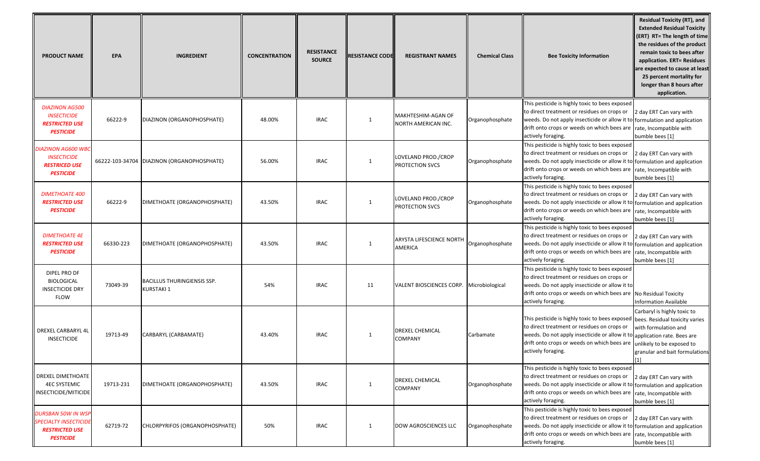| PRODUCT NAME | EPA | INGREDIENT | CONCENTRATION | RESISTANCE SOURCE | RESISTANCE CODE | REGISTRANT NAMES | Chemical Class | Bee Toxicity Information | Residual Toxicity (RT), and Extended Residual Toxicity (ERT) RT= The length of time the residues of the product remain toxic to bees after application. ERT= Residues are expected to cause at least 25 percent mortality for longer than 8 hours after application. |
|---|---|---|---|---|---|---|---|---|---|
| ***DIAZINON AG500 INSECTICIDE RESTRICTED USE PESTICIDE*** | 66222-9 | DIAZINON (ORGANOPHOSPHATE) | 48.00% | IRAC | 1 | MAKHTESHIM-AGAN OF NORTH AMERICAN INC. | Organophosphate | This pesticide is highly toxic to bees exposed to direct treatment or residues on crops or weeds. Do not apply insecticide or allow it to drift onto crops or weeds on which bees are actively foraging. | 2 day ERT Can vary with formulation and application rate, Incompatible with bumble bees [1] |
| ***DIAZINON AG600 WBC INSECTICIDE RESTRIECD USE PESTICIDE*** | 66222-103-34704 | DIAZINON (ORGANOPHOSPHATE) | 56.00% | IRAC | 1 | LOVELAND PROD./CROP PROTECTION SVCS | Organophosphate | This pesticide is highly toxic to bees exposed to direct treatment or residues on crops or weeds. Do not apply insecticide or allow it to drift onto crops or weeds on which bees are actively foraging. | 2 day ERT Can vary with formulation and application rate, Incompatible with bumble bees [1] |
| ***DIMETHOATE 400 RESTRICTED USE PESTICIDE*** | 66222-9 | DIMETHOATE (ORGANOPHOSPHATE) | 43.50% | IRAC | 1 | LOVELAND PROD./CROP PROTECTION SVCS | Organophosphate | This pesticide is highly toxic to bees exposed to direct treatment or residues on crops or weeds. Do not apply insecticide or allow it to drift onto crops or weeds on which bees are actively foraging. | 2 day ERT Can vary with formulation and application rate, Incompatible with bumble bees [1] |
| ***DIMETHOATE 4E RESTRICTED USE PESTICIDE*** | 66330-223 | DIMETHOATE (ORGANOPHOSPHATE) | 43.50% | IRAC | 1 | ARYSTA LIFESCIENCE NORTH AMERICA | Organophosphate | This pesticide is highly toxic to bees exposed to direct treatment or residues on crops or weeds. Do not apply insecticide or allow it to drift onto crops or weeds on which bees are actively foraging. | 2 day ERT Can vary with formulation and application rate, Incompatible with bumble bees [1] |
| DIPEL PRO DF BIOLOGICAL INSECTICIDE DRY FLOW | 73049-39 | BACILLUS THURINGIENSIS SSP. KURSTAKI 1 | 54% | IRAC | 11 | VALENT BIOSCIENCES CORP. | Microbiological | This pesticide is highly toxic to bees exposed to direct treatment or residues on crops or weeds. Do not apply insecticide or allow it to drift onto crops or weeds on which bees are actively foraging. | No Residual Toxicity Information Available |
| DREXEL CARBARYL 4L INSECTICIDE | 19713-49 | CARBARYL (CARBAMATE) | 43.40% | IRAC | 1 | DREXEL CHEMICAL COMPANY | Carbamate | This pesticide is highly toxic to bees exposed to direct treatment or residues on crops or weeds. Do not apply insecticide or allow it to drift onto crops or weeds on which bees are actively foraging. | Carbaryl is highly toxic to bees. Residual toxicity varies with formulation and application rate. Bees are unlikely to be exposed to granular and bait formulations [1] |
| DREXEL DIMETHOATE 4EC SYSTEMIC INSECTICIDE/MITICIDE | 19713-231 | DIMETHOATE (ORGANOPHOSPHATE) | 43.50% | IRAC | 1 | DREXEL CHEMICAL COMPANY | Organophosphate | This pesticide is highly toxic to bees exposed to direct treatment or residues on crops or weeds. Do not apply insecticide or allow it to drift onto crops or weeds on which bees are actively foraging. | 2 day ERT Can vary with formulation and application rate, Incompatible with bumble bees [1] |
| ***DURSBAN 50W IN WSP SPECIALTY INSECTICIDE RESTRICTED USE PESTICIDE*** | 62719-72 | CHLORPYRIFOS (ORGANOPHOSPHATE) | 50% | IRAC | 1 | DOW AGROSCIENCES LLC | Organophosphate | This pesticide is highly toxic to bees exposed to direct treatment or residues on crops or weeds. Do not apply insecticide or allow it to drift onto crops or weeds on which bees are actively foraging. | 2 day ERT Can vary with formulation and application rate, Incompatible with bumble bees [1] |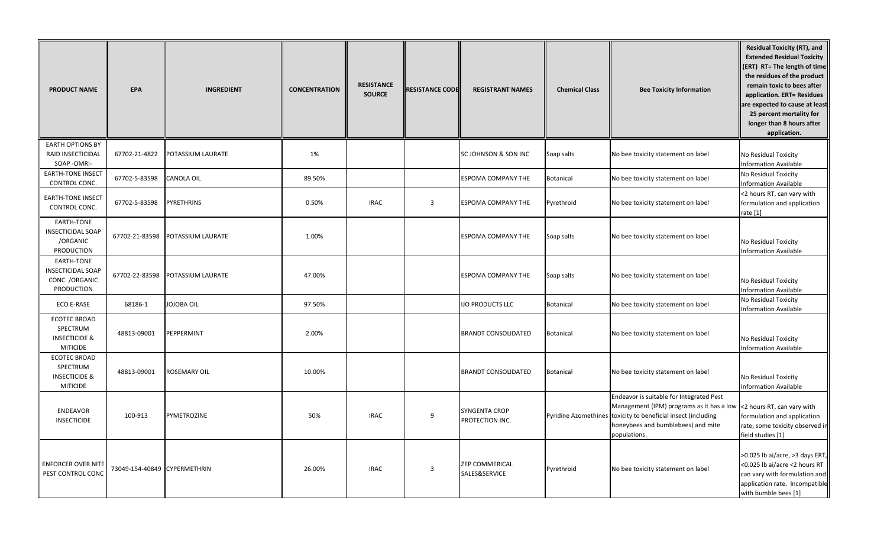| PRODUCT NAME | EPA | INGREDIENT | CONCENTRATION | RESISTANCE SOURCE | RESISTANCE CODE | REGISTRANT NAMES | Chemical Class | Bee Toxicity Information | Residual Toxicity (RT), and Extended Residual Toxicity (ERT) RT= The length of time the residues of the product remain toxic to bees after application. ERT= Residues are expected to cause at least 25 percent mortality for longer than 8 hours after application. |
|---|---|---|---|---|---|---|---|---|---|
| EARTH OPTIONS BY RAID INSECTICIDAL SOAP -OMRI- | 67702-21-4822 | POTASSIUM LAURATE | 1% | | | SC JOHNSON & SON INC | Soap salts | No bee toxicity statement on label | No Residual Toxicity Information Available |
| EARTH-TONE INSECT CONTROL CONC. | 67702-5-83598 | CANOLA OIL | 89.50% | | | ESPOMA COMPANY THE | Botanical | No bee toxicity statement on label | No Residual Toxicity Information Available |
| EARTH-TONE INSECT CONTROL CONC. | 67702-5-83598 | PYRETHRINS | 0.50% | IRAC | 3 | ESPOMA COMPANY THE | Pyrethroid | No bee toxicity statement on label | <2 hours RT, can vary with formulation and application rate [1] |
| EARTH-TONE INSECTICIDAL SOAP /ORGANIC PRODUCTION | 67702-21-83598 | POTASSIUM LAURATE | 1.00% | | | ESPOMA COMPANY THE | Soap salts | No bee toxicity statement on label | No Residual Toxicity Information Available |
| EARTH-TONE INSECTICIDAL SOAP CONC. /ORGANIC PRODUCTION | 67702-22-83598 | POTASSIUM LAURATE | 47.00% | | | ESPOMA COMPANY THE | Soap salts | No bee toxicity statement on label | No Residual Toxicity Information Available |
| ECO E-RASE | 68186-1 | JOJOBA OIL | 97.50% | | | IJO PRODUCTS LLC | Botanical | No bee toxicity statement on label | No Residual Toxicity Information Available |
| ECOTEC BROAD SPECTRUM INSECTICIDE & MITICIDE | 48813-09001 | PEPPERMINT | 2.00% | | | BRANDT CONSOLIDATED | Botanical | No bee toxicity statement on label | No Residual Toxicity Information Available |
| ECOTEC BROAD SPECTRUM INSECTICIDE & MITICIDE | 48813-09001 | ROSEMARY OIL | 10.00% | | | BRANDT CONSOLIDATED | Botanical | No bee toxicity statement on label | No Residual Toxicity Information Available |
| ENDEAVOR INSECTICIDE | 100-913 | PYMETROZINE | 50% | IRAC | 9 | SYNGENTA CROP PROTECTION INC. | Pyridine Azomethines | Endeavor is suitable for Integrated Pest Management (IPM) programs as it has a low toxicity to beneficial insect (including honeybees and bumblebees) and mite populations. | <2 hours RT, can vary with formulation and application rate, some toxicity observed in field studies [1] |
| ENFORCER OVER NITE PEST CONTROL CONC | 73049-154-40849 | CYPERMETHRIN | 26.00% | IRAC | 3 | ZEP COMMERICAL SALES&SERVICE | Pyrethroid | No bee toxicity statement on label | >0.025 lb ai/acre, >3 days ERT, <0.025 lb ai/acre <2 hours RT can vary with formulation and application rate. Incompatible with bumble bees [1] |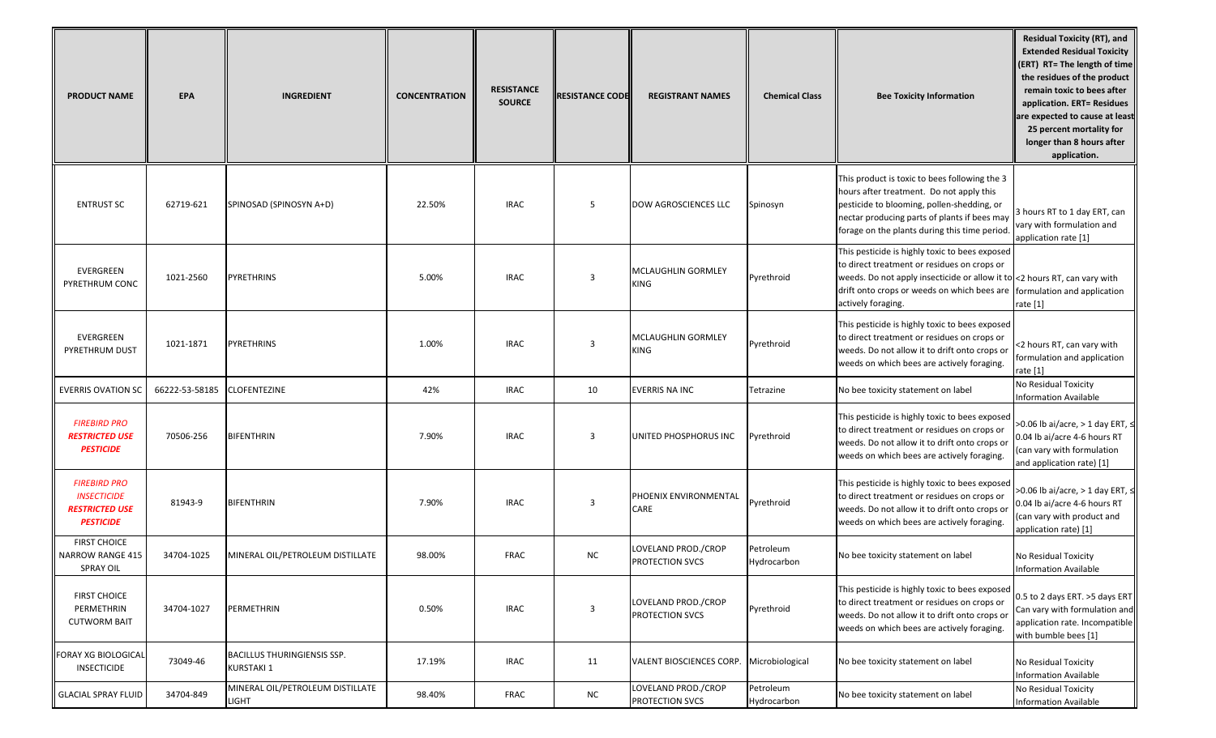| PRODUCT NAME | EPA | INGREDIENT | CONCENTRATION | RESISTANCE SOURCE | RESISTANCE CODE | REGISTRANT NAMES | Chemical Class | Bee Toxicity Information | Residual Toxicity (RT), and Extended Residual Toxicity (ERT) RT= The length of time the residues of the product remain toxic to bees after application. ERT= Residues are expected to cause at least 25 percent mortality for longer than 8 hours after application. |
|---|---|---|---|---|---|---|---|---|---|
| ENTRUST SC | 62719-621 | SPINOSAD (SPINOSYN A+D) | 22.50% | IRAC | 5 | DOW AGROSCIENCES LLC | Spinosyn | This product is toxic to bees following the 3 hours after treatment. Do not apply this pesticide to blooming, pollen-shedding, or nectar producing parts of plants if bees may forage on the plants during this time period. | 3 hours RT to 1 day ERT, can vary with formulation and application rate [1] |
| EVERGREEN PYRETHRUM CONC | 1021-2560 | PYRETHRINS | 5.00% | IRAC | 3 | MCLAUGHLIN GORMLEY KING | Pyrethroid | This pesticide is highly toxic to bees exposed to direct treatment or residues on crops or weeds. Do not apply insecticide or allow it to drift onto crops or weeds on which bees are actively foraging. | <2 hours RT, can vary with formulation and application rate [1] |
| EVERGREEN PYRETHRUM DUST | 1021-1871 | PYRETHRINS | 1.00% | IRAC | 3 | MCLAUGHLIN GORMLEY KING | Pyrethroid | This pesticide is highly toxic to bees exposed to direct treatment or residues on crops or weeds. Do not allow it to drift onto crops or weeds on which bees are actively foraging. | <2 hours RT, can vary with formulation and application rate [1] |
| EVERRIS OVATION SC | 66222-53-58185 | CLOFENTEZINE | 42% | IRAC | 10 | EVERRIS NA INC | Tetrazine | No bee toxicity statement on label | No Residual Toxicity Information Available |
| ***FIREBIRD PRO RESTRICTED USE PESTICIDE*** | 70506-256 | BIFENTHRIN | 7.90% | IRAC | 3 | UNITED PHOSPHORUS INC | Pyrethroid | This pesticide is highly toxic to bees exposed to direct treatment or residues on crops or weeds. Do not allow it to drift onto crops or weeds on which bees are actively foraging. | >0.06 lb ai/acre, > 1 day ERT, ≤ 0.04 lb ai/acre 4-6 hours RT (can vary with formulation and application rate) [1] |
| ***FIREBIRD PRO INSECTICIDE RESTRICTED USE PESTICIDE*** | 81943-9 | BIFENTHRIN | 7.90% | IRAC | 3 | PHOENIX ENVIRONMENTAL CARE | Pyrethroid | This pesticide is highly toxic to bees exposed to direct treatment or residues on crops or weeds. Do not allow it to drift onto crops or weeds on which bees are actively foraging. | >0.06 lb ai/acre, > 1 day ERT, ≤ 0.04 lb ai/acre 4-6 hours RT (can vary with product and application rate) [1] |
| FIRST CHOICE NARROW RANGE 415 SPRAY OIL | 34704-1025 | MINERAL OIL/PETROLEUM DISTILLATE | 98.00% | FRAC | NC | LOVELAND PROD./CROP PROTECTION SVCS | Petroleum Hydrocarbon | No bee toxicity statement on label | No Residual Toxicity Information Available |
| FIRST CHOICE PERMETHRIN CUTWORM BAIT | 34704-1027 | PERMETHRIN | 0.50% | IRAC | 3 | LOVELAND PROD./CROP PROTECTION SVCS | Pyrethroid | This pesticide is highly toxic to bees exposed to direct treatment or residues on crops or weeds. Do not allow it to drift onto crops or weeds on which bees are actively foraging. | 0.5 to 2 days ERT. >5 days ERT Can vary with formulation and application rate. Incompatible with bumble bees [1] |
| FORAY XG BIOLOGICAL INSECTICIDE | 73049-46 | BACILLUS THURINGIENSIS SSP. KURSTAKI 1 | 17.19% | IRAC | 11 | VALENT BIOSCIENCES CORP. | Microbiological | No bee toxicity statement on label | No Residual Toxicity Information Available |
| GLACIAL SPRAY FLUID | 34704-849 | MINERAL OIL/PETROLEUM DISTILLATE LIGHT | 98.40% | FRAC | NC | LOVELAND PROD./CROP PROTECTION SVCS | Petroleum Hydrocarbon | No bee toxicity statement on label | No Residual Toxicity Information Available |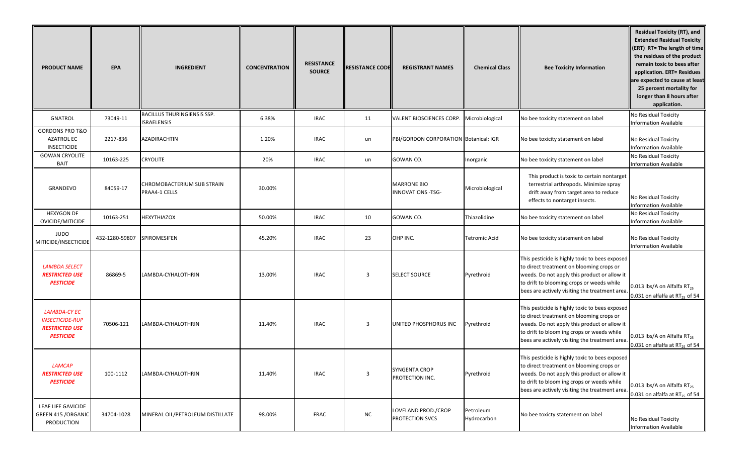| PRODUCT NAME | EPA | INGREDIENT | CONCENTRATION | RESISTANCE SOURCE | RESISTANCE CODE | REGISTRANT NAMES | Chemical Class | Bee Toxicity Information | Residual Toxicity (RT), and Extended Residual Toxicity (ERT) RT= The length of time the residues of the product remain toxic to bees after application. ERT= Residues are expected to cause at least 25 percent mortality for longer than 8 hours after application. |
|---|---|---|---|---|---|---|---|---|---|
| GNATROL | 73049-11 | BACILLUS THURINGIENSIS SSP. ISRAELENSIS | 6.38% | IRAC | 11 | VALENT BIOSCIENCES CORP. | Microbiological | No bee toxicity statement on label | No Residual Toxicity Information Available |
| GORDONS PRO T&O AZATROL EC INSECTICIDE | 2217-836 | AZADIRACHTIN | 1.20% | IRAC | un | PBI/GORDON CORPORATION | Botanical: IGR | No bee toxicity statement on label | No Residual Toxicity Information Available |
| GOWAN CRYOLITE BAIT | 10163-225 | CRYOLITE | 20% | IRAC | un | GOWAN CO. | Inorganic | No bee toxicity statement on label | No Residual Toxicity Information Available |
| GRANDEVO | 84059-17 | CHROMOBACTERIUM SUB STRAIN PRAA4-1 CELLS | 30.00% | | | MARRONE BIO INNOVATIONS -TSG- | Microbiological | This product is toxic to certain nontarget terrestrial arthropods. Minimize spray drift away from target area to reduce effects to nontarget insects. | No Residual Toxicity Information Available |
| HEXYGON DF OVICIDE/MITICIDE | 10163-251 | HEXYTHIAZOX | 50.00% | IRAC | 10 | GOWAN CO. | Thiazolidine | No bee toxicity statement on label | No Residual Toxicity Information Available |
| JUDO MITICIDE/INSECTICIDE | 432-1280-59807 | SPIROMESIFEN | 45.20% | IRAC | 23 | OHP INC. | Tetromic Acid | No bee toxicity statement on label | No Residual Toxicity Information Available |
| *LAMBDA SELECT* ***RESTRICTED USE PESTICIDE*** | 86869-5 | LAMBDA-CYHALOTHRIN | 13.00% | IRAC | 3 | SELECT SOURCE | Pyrethroid | This pesticide is highly toxic to bees exposed to direct treatment on blooming crops or weeds. Do not apply this product or allow it to drift to blooming crops or weeds while bees are actively visiting the treatment area. | 0.013 lbs/A on Alfalfa $RT_{25}$ 0.031 on alfalfa at $RT_{25}$ of 54 |
| *LAMBDA-CY EC INSECTICIDE-RUP* ***RESTRICTED USE PESTICIDE*** | 70506-121 | LAMBDA-CYHALOTHRIN | 11.40% | IRAC | 3 | UNITED PHOSPHORUS INC | Pyrethroid | This pesticide is highly toxic to bees exposed to direct treatment on blooming crops or weeds. Do not apply this product or allow it to drift to bloom ing crops or weeds while bees are actively visiting the treatment area. | 0.013 lbs/A on Alfalfa $RT_{25}$ 0.031 on alfalfa at $RT_{25}$ of 54 |
| *LAMCAP* ***RESTRICTED USE PESTICIDE*** | 100-1112 | LAMBDA-CYHALOTHRIN | 11.40% | IRAC | 3 | SYNGENTA CROP PROTECTION INC. | Pyrethroid | This pesticide is highly toxic to bees exposed to direct treatment on blooming crops or weeds. Do not apply this product or allow it to drift to blooming crops or weeds while bees are actively visiting the treatment area. | 0.013 lbs/A on Alfalfa $RT_{25}$ 0.031 on alfalfa at $RT_{25}$ of 54 |
| LEAF LIFE GAVICIDE GREEN 415 /ORGANIC PRODUCTION | 34704-1028 | MINERAL OIL/PETROLEUM DISTILLATE | 98.00% | FRAC | NC | LOVELAND PROD./CROP PROTECTION SVCS | Petroleum Hydrocarbon | No bee toxicty statement on label | No Residual Toxicity Information Available |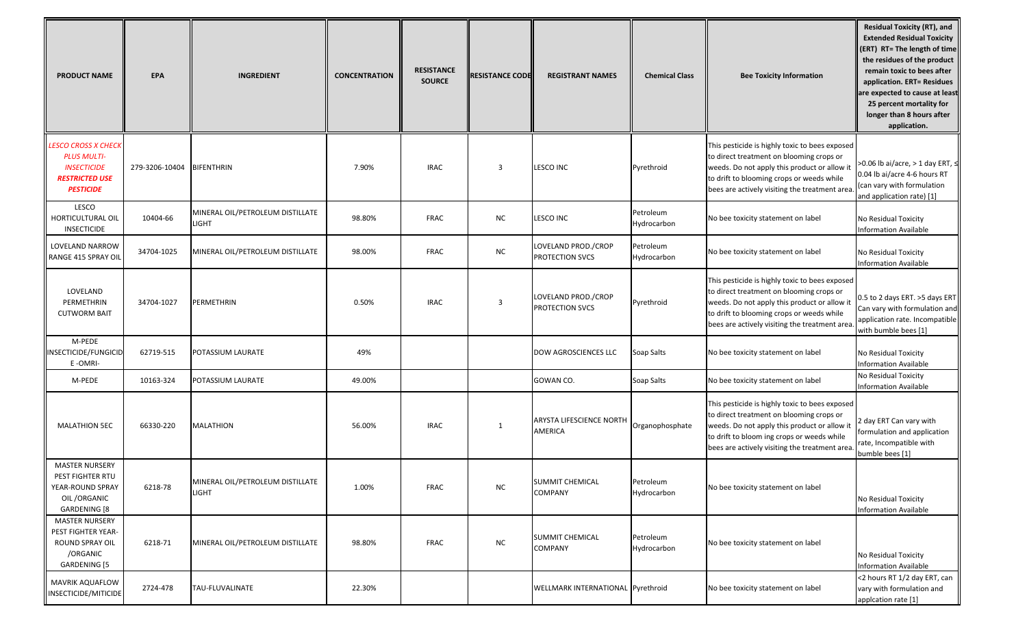| PRODUCT NAME | EPA | INGREDIENT | CONCENTRATION | RESISTANCE SOURCE | RESISTANCE CODE | REGISTRANT NAMES | Chemical Class | Bee Toxicity Information | Residual Toxicity (RT), and Extended Residual Toxicity (ERT) RT= The length of time the residues of the product remain toxic to bees after application. ERT= Residues are expected to cause at least 25 percent mortality for longer than 8 hours after application. |
|---|---|---|---|---|---|---|---|---|---|
| *LESCO CROSS X CHECK PLUS MULTI-INSECTICIDE* ***RESTRICTED USE PESTICIDE*** | 279-3206-10404 | BIFENTHRIN | 7.90% | IRAC | 3 | LESCO INC | Pyrethroid | This pesticide is highly toxic to bees exposed to direct treatment on blooming crops or weeds. Do not apply this product or allow it to drift to blooming crops or weeds while bees are actively visiting the treatment area. | >0.06 lb ai/acre, > 1 day ERT, ≤ 0.04 lb ai/acre 4-6 hours RT (can vary with formulation and application rate) [1] |
| LESCO HORTICULTURAL OIL INSECTICIDE | 10404-66 | MINERAL OIL/PETROLEUM DISTILLATE LIGHT | 98.80% | FRAC | NC | LESCO INC | Petroleum Hydrocarbon | No bee toxicity statement on label | No Residual Toxicity Information Available |
| LOVELAND NARROW RANGE 415 SPRAY OIL | 34704-1025 | MINERAL OIL/PETROLEUM DISTILLATE | 98.00% | FRAC | NC | LOVELAND PROD./CROP PROTECTION SVCS | Petroleum Hydrocarbon | No bee toxicity statement on label | No Residual Toxicity Information Available |
| LOVELAND PERMETHRIN CUTWORM BAIT | 34704-1027 | PERMETHRIN | 0.50% | IRAC | 3 | LOVELAND PROD./CROP PROTECTION SVCS | Pyrethroid | This pesticide is highly toxic to bees exposed to direct treatment on blooming crops or weeds. Do not apply this product or allow it to drift to blooming crops or weeds while bees are actively visiting the treatment area. | 0.5 to 2 days ERT. >5 days ERT Can vary with formulation and application rate. Incompatible with bumble bees [1] |
| M-PEDE INSECTICIDE/FUNGICIDE -OMRI- | 62719-515 | POTASSIUM LAURATE | 49% | | | DOW AGROSCIENCES LLC | Soap Salts | No bee toxicity statement on label | No Residual Toxicity Information Available |
| M-PEDE | 10163-324 | POTASSIUM LAURATE | 49.00% | | | GOWAN CO. | Soap Salts | No bee toxicity statement on label | No Residual Toxicity Information Available |
| MALATHION 5EC | 66330-220 | MALATHION | 56.00% | IRAC | 1 | ARYSTA LIFESCIENCE NORTH AMERICA | Organophosphate | This pesticide is highly toxic to bees exposed to direct treatment on blooming crops or weeds. Do not apply this product or allow it to drift to bloom ing crops or weeds while bees are actively visiting the treatment area. | 2 day ERT Can vary with formulation and application rate, Incompatible with bumble bees [1] |
| MASTER NURSERY PEST FIGHTER RTU YEAR-ROUND SPRAY OIL /ORGANIC GARDENING [8 | 6218-78 | MINERAL OIL/PETROLEUM DISTILLATE LIGHT | 1.00% | FRAC | NC | SUMMIT CHEMICAL COMPANY | Petroleum Hydrocarbon | No bee toxicity statement on label | No Residual Toxicity Information Available |
| MASTER NURSERY PEST FIGHTER YEAR-ROUND SPRAY OIL /ORGANIC GARDENING [5 | 6218-71 | MINERAL OIL/PETROLEUM DISTILLATE | 98.80% | FRAC | NC | SUMMIT CHEMICAL COMPANY | Petroleum Hydrocarbon | No bee toxicity statement on label | No Residual Toxicity Information Available |
| MAVRIK AQUAFLOW INSECTICIDE/MITICIDE | 2724-478 | TAU-FLUVALINATE | 22.30% | | | WELLMARK INTERNATIONAL | Pyrethroid | No bee toxicity statement on label | <2 hours RT 1/2 day ERT, can vary with formulation and applcation rate [1] |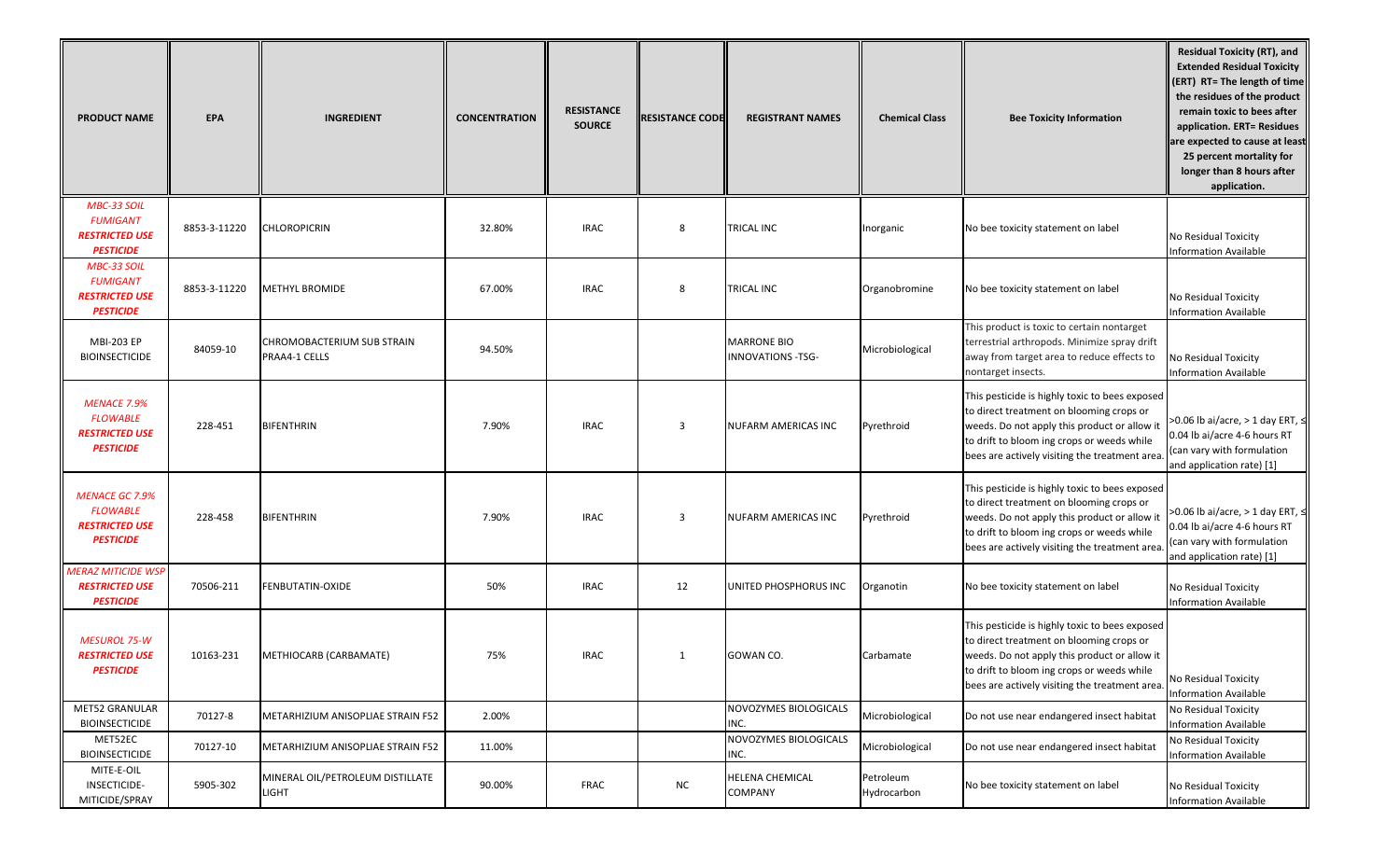| PRODUCT NAME | EPA | INGREDIENT | CONCENTRATION | RESISTANCE SOURCE | RESISTANCE CODE | REGISTRANT NAMES | Chemical Class | Bee Toxicity Information | Residual Toxicity (RT), and Extended Residual Toxicity (ERT) RT= The length of time the residues of the product remain toxic to bees after application. ERT= Residues are expected to cause at least 25 percent mortality for longer than 8 hours after application. |
|---|---|---|---|---|---|---|---|---|---|
| *MBC-33 SOIL FUMIGANT* ***RESTRICTED USE PESTICIDE*** | 8853-3-11220 | CHLOROPICRIN | 32.80% | IRAC | 8 | TRICAL INC | Inorganic | No bee toxicity statement on label | No Residual Toxicity Information Available |
| *MBC-33 SOIL FUMIGANT* ***RESTRICTED USE PESTICIDE*** | 8853-3-11220 | METHYL BROMIDE | 67.00% | IRAC | 8 | TRICAL INC | Organobromine | No bee toxicity statement on label | No Residual Toxicity Information Available |
| MBI-203 EP BIOINSECTICIDE | 84059-10 | CHROMOBACTERIUM SUB STRAIN PRAA4-1 CELLS | 94.50% | | | MARRONE BIO INNOVATIONS -TSG- | Microbiological | This product is toxic to certain nontarget terrestrial arthropods. Minimize spray drift away from target area to reduce effects to nontarget insects. | No Residual Toxicity Information Available |
| *MENACE 7.9% FLOWABLE* ***RESTRICTED USE PESTICIDE*** | 228-451 | BIFENTHRIN | 7.90% | IRAC | 3 | NUFARM AMERICAS INC | Pyrethroid | This pesticide is highly toxic to bees exposed to direct treatment on blooming crops or weeds. Do not apply this product or allow it to drift to bloom ing crops or weeds while bees are actively visiting the treatment area. | >0.06 lb ai/acre, > 1 day ERT, ≤ 0.04 lb ai/acre 4-6 hours RT (can vary with formulation and application rate) [1] |
| *MENACE GC 7.9% FLOWABLE* ***RESTRICTED USE PESTICIDE*** | 228-458 | BIFENTHRIN | 7.90% | IRAC | 3 | NUFARM AMERICAS INC | Pyrethroid | This pesticide is highly toxic to bees exposed to direct treatment on blooming crops or weeds. Do not apply this product or allow it to drift to bloom ing crops or weeds while bees are actively visiting the treatment area. | >0.06 lb ai/acre, > 1 day ERT, ≤ 0.04 lb ai/acre 4-6 hours RT (can vary with formulation and application rate) [1] |
| *MERAZ MITICIDE WSP* ***RESTRICTED USE PESTICIDE*** | 70506-211 | FENBUTATIN-OXIDE | 50% | IRAC | 12 | UNITED PHOSPHORUS INC | Organotin | No bee toxicity statement on label | No Residual Toxicity Information Available |
| *MESUROL 75-W* ***RESTRICTED USE PESTICIDE*** | 10163-231 | METHIOCARB (CARBAMATE) | 75% | IRAC | 1 | GOWAN CO. | Carbamate | This pesticide is highly toxic to bees exposed to direct treatment on blooming crops or weeds. Do not apply this product or allow it to drift to bloom ing crops or weeds while bees are actively visiting the treatment area. | No Residual Toxicity Information Available |
| MET52 GRANULAR BIOINSECTICIDE | 70127-8 | METARHIZIUM ANISOPLIAE STRAIN F52 | 2.00% | | | NOVOZYMES BIOLOGICALS INC. | Microbiological | Do not use near endangered insect habitat | No Residual Toxicity Information Available |
| MET52EC BIOINSECTICIDE | 70127-10 | METARHIZIUM ANISOPLIAE STRAIN F52 | 11.00% | | | NOVOZYMES BIOLOGICALS INC. | Microbiological | Do not use near endangered insect habitat | No Residual Toxicity Information Available |
| MITE-E-OIL INSECTICIDE-MITICIDE/SPRAY | 5905-302 | MINERAL OIL/PETROLEUM DISTILLATE LIGHT | 90.00% | FRAC | NC | HELENA CHEMICAL COMPANY | Petroleum Hydrocarbon | No bee toxicity statement on label | No Residual Toxicity Information Available |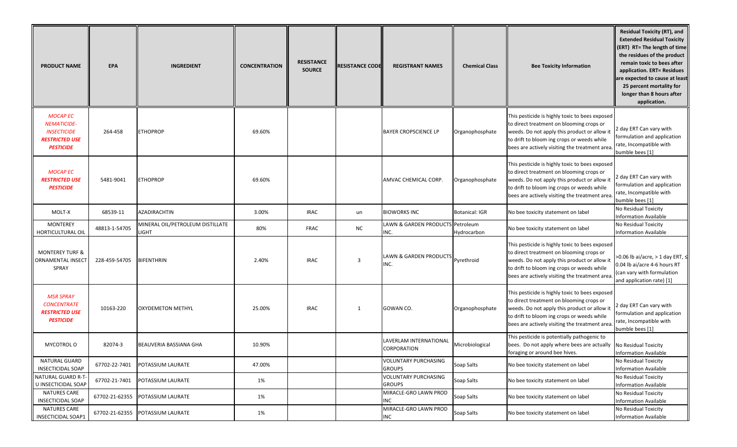| PRODUCT NAME | EPA | INGREDIENT | CONCENTRATION | RESISTANCE SOURCE | RESISTANCE CODE | REGISTRANT NAMES | Chemical Class | Bee Toxicity Information | Residual Toxicity (RT), and Extended Residual Toxicity (ERT) RT= The length of time the residues of the product remain toxic to bees after application. ERT= Residues are expected to cause at least 25 percent mortality for longer than 8 hours after application. |
|---|---|---|---|---|---|---|---|---|---|
| *MOCAP EC NEMATICIDE-INSECTICIDE* ***RESTRICTED USE PESTICIDE*** | 264-458 | ETHOPROP | 69.60% | | | BAYER CROPSCIENCE LP | Organophosphate | This pesticide is highly toxic to bees exposed to direct treatment on blooming crops or weeds. Do not apply this product or allow it to drift to bloom ing crops or weeds while bees are actively visiting the treatment area. | 2 day ERT Can vary with formulation and application rate, Incompatible with bumble bees [1] |
| *MOCAP EC* ***RESTRICTED USE PESTICIDE*** | 5481-9041 | ETHOPROP | 69.60% | | | AMVAC CHEMICAL CORP. | Organophosphate | This pesticide is highly toxic to bees exposed to direct treatment on blooming crops or weeds. Do not apply this product or allow it to drift to bloom ing crops or weeds while bees are actively visiting the treatment area. | 2 day ERT Can vary with formulation and application rate, Incompatible with bumble bees [1] |
| MOLT-X | 68539-11 | AZADIRACHTIN | 3.00% | IRAC | un | BIOWORKS INC | Botanical: IGR | No bee toxicity statement on label | No Residual Toxicity Information Available |
| MONTEREY HORTICULTURAL OIL | 48813-1-54705 | MINERAL OIL/PETROLEUM DISTILLATE LIGHT | 80% | FRAC | NC | LAWN & GARDEN PRODUCTS INC. | Petroleum Hydrocarbon | No bee toxicity statement on label | No Residual Toxicity Information Available |
| MONTEREY TURF & ORNAMENTAL INSECT SPRAY | 228-459-54705 | BIFENTHRIN | 2.40% | IRAC | 3 | LAWN & GARDEN PRODUCTS INC. | Pyrethroid | This pesticide is highly toxic to bees exposed to direct treatment on blooming crops or weeds. Do not apply this product or allow it to drift to bloom ing crops or weeds while bees are actively visiting the treatment area. | >0.06 lb ai/acre, > 1 day ERT, ≤ 0.04 lb ai/acre 4-6 hours RT (can vary with formulation and application rate) [1] |
| *MSR SPRAY CONCENTRATE* ***RESTRICTED USE PESTICIDE*** | 10163-220 | OXYDEMETON METHYL | 25.00% | IRAC | 1 | GOWAN CO. | Organophosphate | This pesticide is highly toxic to bees exposed to direct treatment on blooming crops or weeds. Do not apply this product or allow it to drift to bloom ing crops or weeds while bees are actively visiting the treatment area. | 2 day ERT Can vary with formulation and application rate, Incompatible with bumble bees [1] |
| MYCOTROL O | 82074-3 | BEAUVERIA BASSIANA GHA | 10.90% | | | LAVERLAM INTERNATIONAL CORPORATION | Microbiological | This pesticide is potentially pathogenic to bees. Do not apply where bees are actually foraging or around bee hives. | No Residual Toxicity Information Available |
| NATURAL GUARD INSECTICIDAL SOAP | 67702-22-7401 | POTASSIUM LAURATE | 47.00% | | | VOLUNTARY PURCHASING GROUPS | Soap Salts | No bee toxicity statement on label | No Residual Toxicity Information Available |
| NATURAL GUARD R-T-U INSECTICIDAL SOAP | 67702-21-7401 | POTASSIUM LAURATE | 1% | | | VOLUNTARY PURCHASING GROUPS | Soap Salts | No bee toxicity statement on label | No Residual Toxicity Information Available |
| NATURES CARE INSECTICIDAL SOAP | 67702-21-62355 | POTASSIUM LAURATE | 1% | | | MIRACLE-GRO LAWN PROD INC | Soap Salts | No bee toxicity statement on label | No Residual Toxicity Information Available |
| NATURES CARE INSECTICIDAL SOAP1 | 67702-21-62355 | POTASSIUM LAURATE | 1% | | | MIRACLE-GRO LAWN PROD INC | Soap Salts | No bee toxicity statement on label | No Residual Toxicity Information Available |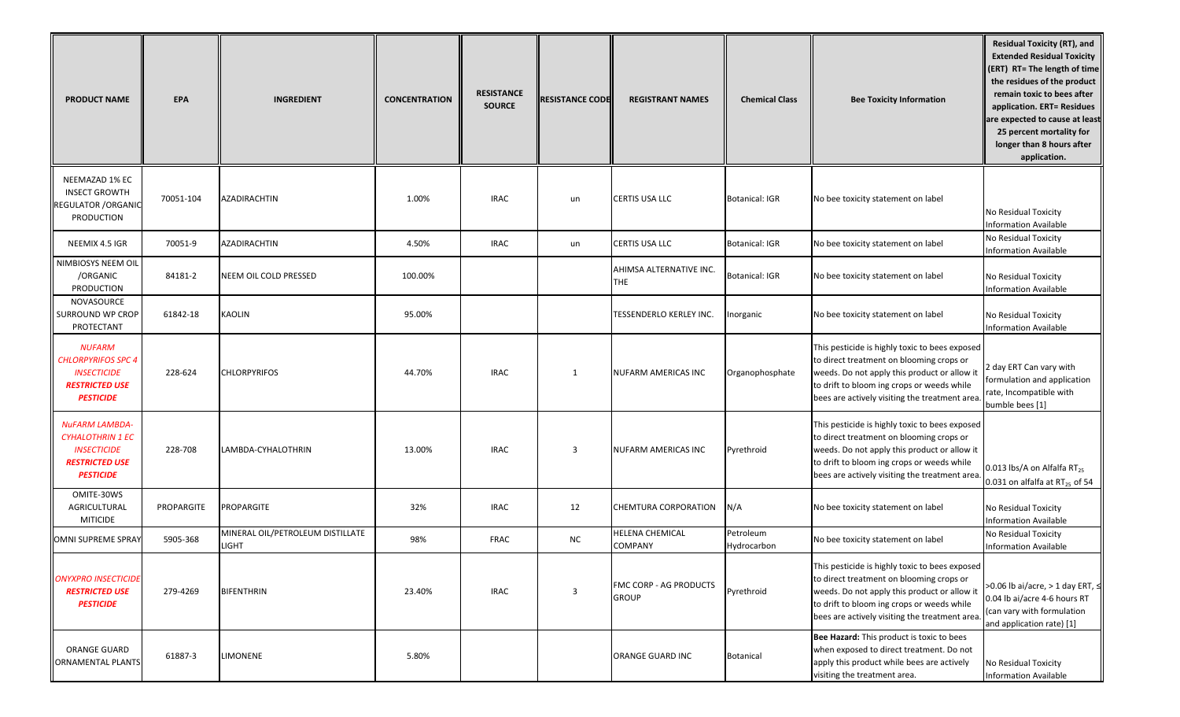| PRODUCT NAME | EPA | INGREDIENT | CONCENTRATION | RESISTANCE SOURCE | RESISTANCE CODE | REGISTRANT NAMES | Chemical Class | Bee Toxicity Information | Residual Toxicity (RT), and Extended Residual Toxicity (ERT) RT= The length of time the residues of the product remain toxic to bees after application. ERT= Residues are expected to cause at least 25 percent mortality for longer than 8 hours after application. |
|---|---|---|---|---|---|---|---|---|---|
| NEEMAZAD 1% EC INSECT GROWTH REGULATOR /ORGANIC PRODUCTION | 70051-104 | AZADIRACHTIN | 1.00% | IRAC | un | CERTIS USA LLC | Botanical: IGR | No bee toxicity statement on label | No Residual Toxicity Information Available |
| NEEMIX 4.5 IGR | 70051-9 | AZADIRACHTIN | 4.50% | IRAC | un | CERTIS USA LLC | Botanical: IGR | No bee toxicity statement on label | No Residual Toxicity Information Available |
| NIMBIOSYS NEEM OIL /ORGANIC PRODUCTION | 84181-2 | NEEM OIL COLD PRESSED | 100.00% | | | AHIMSA ALTERNATIVE INC. THE | Botanical: IGR | No bee toxicity statement on label | No Residual Toxicity Information Available |
| NOVASOURCE SURROUND WP CROP PROTECTANT | 61842-18 | KAOLIN | 95.00% | | | TESSENDERLO KERLEY INC. | Inorganic | No bee toxicity statement on label | No Residual Toxicity Information Available |
| *NUFARM CHLORPYRIFOS SPC 4 INSECTICIDE* ***RESTRICTED USE PESTICIDE*** | 228-624 | CHLORPYRIFOS | 44.70% | IRAC | 1 | NUFARM AMERICAS INC | Organophosphate | This pesticide is highly toxic to bees exposed to direct treatment on blooming crops or weeds. Do not apply this product or allow it to drift to bloom ing crops or weeds while bees are actively visiting the treatment area. | 2 day ERT Can vary with formulation and application rate, Incompatible with bumble bees [1] |
| *NuFARM LAMBDA-CYHALOTHRIN 1 EC INSECTICIDE* ***RESTRICTED USE PESTICIDE*** | 228-708 | LAMBDA-CYHALOTHRIN | 13.00% | IRAC | 3 | NUFARM AMERICAS INC | Pyrethroid | This pesticide is highly toxic to bees exposed to direct treatment on blooming crops or weeds. Do not apply this product or allow it to drift to bloom ing crops or weeds while bees are actively visiting the treatment area. | 0.013 lbs/A on Alfalfa $RT_{25}$ 0.031 on alfalfa at $RT_{25}$ of 54 |
| OMITE-30WS AGRICULTURAL MITICIDE | PROPARGITE | PROPARGITE | 32% | IRAC | 12 | CHEMTURA CORPORATION | N/A | No bee toxicity statement on label | No Residual Toxicity Information Available |
| OMNI SUPREME SPRAY | 5905-368 | MINERAL OIL/PETROLEUM DISTILLATE LIGHT | 98% | FRAC | NC | HELENA CHEMICAL COMPANY | Petroleum Hydrocarbon | No bee toxicity statement on label | No Residual Toxicity Information Available |
| *ONYXPRO INSECTICIDE* ***RESTRICTED USE PESTICIDE*** | 279-4269 | BIFENTHRIN | 23.40% | IRAC | 3 | FMC CORP - AG PRODUCTS GROUP | Pyrethroid | This pesticide is highly toxic to bees exposed to direct treatment on blooming crops or weeds. Do not apply this product or allow it to drift to bloom ing crops or weeds while bees are actively visiting the treatment area. | >0.06 lb ai/acre, > 1 day ERT, ≤ 0.04 lb ai/acre 4-6 hours RT (can vary with formulation and application rate) [1] |
| ORANGE GUARD ORNAMENTAL PLANTS | 61887-3 | LIMONENE | 5.80% | | | ORANGE GUARD INC | Botanical | **Bee Hazard:** This product is toxic to bees when exposed to direct treatment. Do not apply this product while bees are actively visiting the treatment area. | No Residual Toxicity Information Available |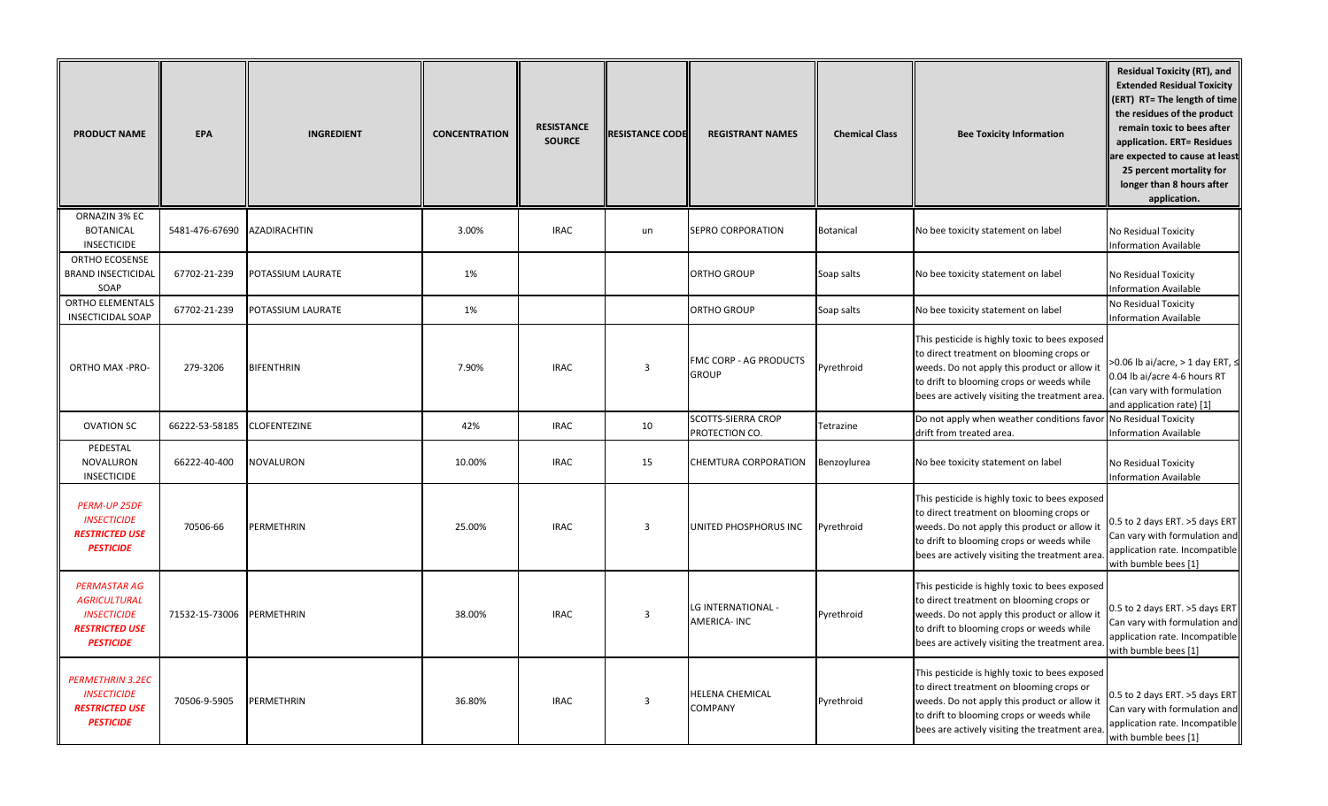| PRODUCT NAME | EPA | INGREDIENT | CONCENTRATION | RESISTANCE SOURCE | RESISTANCE CODE | REGISTRANT NAMES | Chemical Class | Bee Toxicity Information | Residual Toxicity (RT), and Extended Residual Toxicity (ERT) RT= The length of time the residues of the product remain toxic to bees after application. ERT= Residues are expected to cause at least 25 percent mortality for longer than 8 hours after application. |
|---|---|---|---|---|---|---|---|---|---|
| ORNAZIN 3% EC BOTANICAL INSECTICIDE | 5481-476-67690 | AZADIRACHTIN | 3.00% | IRAC | un | SEPRO CORPORATION | Botanical | No bee toxicity statement on label | No Residual Toxicity Information Available |
| ORTHO ECOSENSE BRAND INSECTICIDAL SOAP | 67702-21-239 | POTASSIUM LAURATE | 1% | | | ORTHO GROUP | Soap salts | No bee toxicity statement on label | No Residual Toxicity Information Available |
| ORTHO ELEMENTALS INSECTICIDAL SOAP | 67702-21-239 | POTASSIUM LAURATE | 1% | | | ORTHO GROUP | Soap salts | No bee toxicity statement on label | No Residual Toxicity Information Available |
| ORTHO MAX -PRO- | 279-3206 | BIFENTHRIN | 7.90% | IRAC | 3 | FMC CORP - AG PRODUCTS GROUP | Pyrethroid | This pesticide is highly toxic to bees exposed to direct treatment on blooming crops or weeds. Do not apply this product or allow it to drift to blooming crops or weeds while bees are actively visiting the treatment area. | >0.06 lb ai/acre, > 1 day ERT, ≤ 0.04 lb ai/acre 4-6 hours RT (can vary with formulation and application rate) [1] |
| OVATION SC | 66222-53-58185 | CLOFENTEZINE | 42% | IRAC | 10 | SCOTTS-SIERRA CROP PROTECTION CO. | Tetrazine | Do not apply when weather conditions favor drift from treated area. | No Residual Toxicity Information Available |
| PEDESTAL NOVALURON INSECTICIDE | 66222-40-400 | NOVALURON | 10.00% | IRAC | 15 | CHEMTURA CORPORATION | Benzoylurea | No bee toxicity statement on label | No Residual Toxicity Information Available |
| *PERM-UP 25DF INSECTICIDE* ***RESTRICTED USE PESTICIDE*** | 70506-66 | PERMETHRIN | 25.00% | IRAC | 3 | UNITED PHOSPHORUS INC | Pyrethroid | This pesticide is highly toxic to bees exposed to direct treatment on blooming crops or weeds. Do not apply this product or allow it to drift to blooming crops or weeds while bees are actively visiting the treatment area. | 0.5 to 2 days ERT. >5 days ERT Can vary with formulation and application rate. Incompatible with bumble bees [1] |
| *PERMASTAR AG AGRICULTURAL INSECTICIDE* ***RESTRICTED USE PESTICIDE*** | 71532-15-73006 | PERMETHRIN | 38.00% | IRAC | 3 | LG INTERNATIONAL - AMERICA- INC | Pyrethroid | This pesticide is highly toxic to bees exposed to direct treatment on blooming crops or weeds. Do not apply this product or allow it to drift to blooming crops or weeds while bees are actively visiting the treatment area. | 0.5 to 2 days ERT. >5 days ERT Can vary with formulation and application rate. Incompatible with bumble bees [1] |
| *PERMETHRIN 3.2EC INSECTICIDE* ***RESTRICTED USE PESTICIDE*** | 70506-9-5905 | PERMETHRIN | 36.80% | IRAC | 3 | HELENA CHEMICAL COMPANY | Pyrethroid | This pesticide is highly toxic to bees exposed to direct treatment on blooming crops or weeds. Do not apply this product or allow it to drift to blooming crops or weeds while bees are actively visiting the treatment area. | 0.5 to 2 days ERT. >5 days ERT Can vary with formulation and application rate. Incompatible with bumble bees [1] |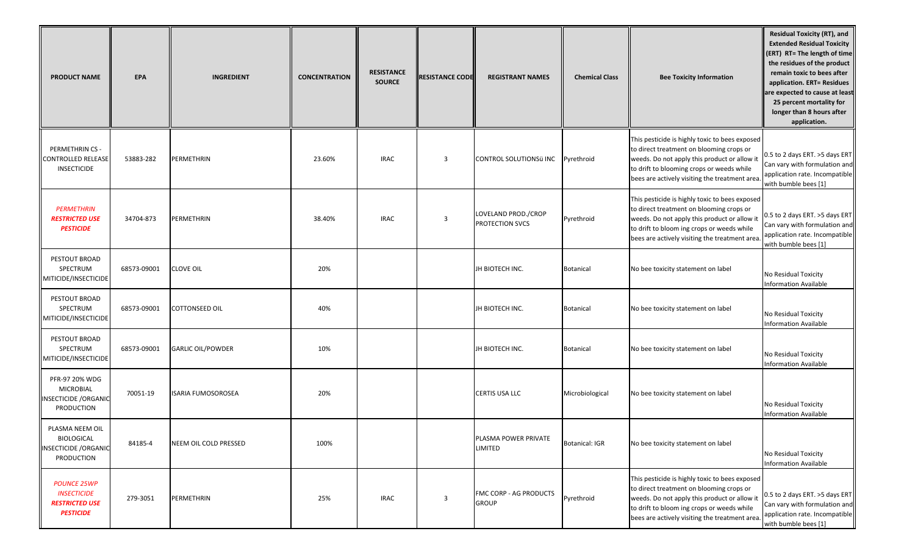| PRODUCT NAME | EPA | INGREDIENT | CONCENTRATION | RESISTANCE SOURCE | RESISTANCE CODE | REGISTRANT NAMES | Chemical Class | Bee Toxicity Information | Residual Toxicity (RT), and Extended Residual Toxicity (ERT) RT= The length of time the residues of the product remain toxic to bees after application. ERT= Residues are expected to cause at least 25 percent mortality for longer than 8 hours after application. |
|---|---|---|---|---|---|---|---|---|---|
| PERMETHRIN CS - CONTROLLED RELEASE INSECTICIDE | 53883-282 | PERMETHRIN | 23.60% | IRAC | 3 | CONTROL SOLUTIONSü INC | Pyrethroid | This pesticide is highly toxic to bees exposed to direct treatment on blooming crops or weeds. Do not apply this product or allow it to drift to blooming crops or weeds while bees are actively visiting the treatment area. | 0.5 to 2 days ERT. >5 days ERT Can vary with formulation and application rate. Incompatible with bumble bees [1] |
| *PERMETHRIN* ***RESTRICTED USE PESTICIDE*** | 34704-873 | PERMETHRIN | 38.40% | IRAC | 3 | LOVELAND PROD./CROP PROTECTION SVCS | Pyrethroid | This pesticide is highly toxic to bees exposed to direct treatment on blooming crops or weeds. Do not apply this product or allow it to drift to bloom ing crops or weeds while bees are actively visiting the treatment area. | 0.5 to 2 days ERT. >5 days ERT Can vary with formulation and application rate. Incompatible with bumble bees [1] |
| PESTOUT BROAD SPECTRUM MITICIDE/INSECTICIDE | 68573-09001 | CLOVE OIL | 20% | | | JH BIOTECH INC. | Botanical | No bee toxicity statement on label | No Residual Toxicity Information Available |
| PESTOUT BROAD SPECTRUM MITICIDE/INSECTICIDE | 68573-09001 | COTTONSEED OIL | 40% | | | JH BIOTECH INC. | Botanical | No bee toxicity statement on label | No Residual Toxicity Information Available |
| PESTOUT BROAD SPECTRUM MITICIDE/INSECTICIDE | 68573-09001 | GARLIC OIL/POWDER | 10% | | | JH BIOTECH INC. | Botanical | No bee toxicity statement on label | No Residual Toxicity Information Available |
| PFR-97 20% WDG MICROBIAL INSECTICIDE /ORGANIC PRODUCTION | 70051-19 | ISARIA FUMOSOROSEA | 20% | | | CERTIS USA LLC | Microbiological | No bee toxicity statement on label | No Residual Toxicity Information Available |
| PLASMA NEEM OIL BIOLOGICAL INSECTICIDE /ORGANIC PRODUCTION | 84185-4 | NEEM OIL COLD PRESSED | 100% | | | PLASMA POWER PRIVATE LIMITED | Botanical: IGR | No bee toxicity statement on label | No Residual Toxicity Information Available |
| *POUNCE 25WP INSECTICIDE* ***RESTRICTED USE PESTICIDE*** | 279-3051 | PERMETHRIN | 25% | IRAC | 3 | FMC CORP - AG PRODUCTS GROUP | Pyrethroid | This pesticide is highly toxic to bees exposed to direct treatment on blooming crops or weeds. Do not apply this product or allow it to drift to bloom ing crops or weeds while bees are actively visiting the treatment area. | 0.5 to 2 days ERT. >5 days ERT Can vary with formulation and application rate. Incompatible with bumble bees [1] |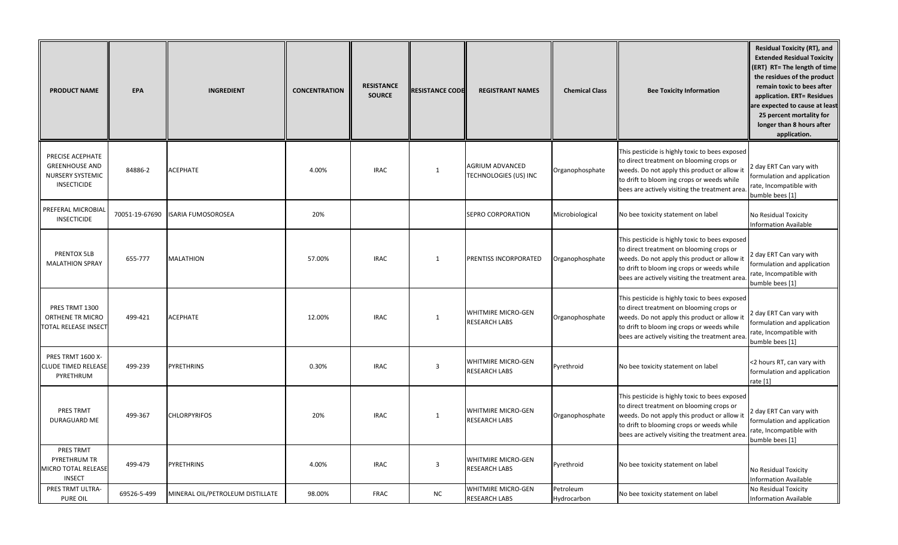| PRODUCT NAME | EPA | INGREDIENT | CONCENTRATION | RESISTANCE SOURCE | RESISTANCE CODE | REGISTRANT NAMES | Chemical Class | Bee Toxicity Information | Residual Toxicity (RT), and Extended Residual Toxicity (ERT) RT= The length of time the residues of the product remain toxic to bees after application. ERT= Residues are expected to cause at least 25 percent mortality for longer than 8 hours after application. |
|---|---|---|---|---|---|---|---|---|---|
| PRECISE ACEPHATE GREENHOUSE AND NURSERY SYSTEMIC INSECTICIDE | 84886-2 | ACEPHATE | 4.00% | IRAC | 1 | AGRIUM ADVANCED TECHNOLOGIES (US) INC | Organophosphate | This pesticide is highly toxic to bees exposed to direct treatment on blooming crops or weeds. Do not apply this product or allow it to drift to bloom ing crops or weeds while bees are actively visiting the treatment area. | 2 day ERT Can vary with formulation and application rate, Incompatible with bumble bees [1] |
| PREFERAL MICROBIAL INSECTICIDE | 70051-19-67690 | ISARIA FUMOSOROSEA | 20% | | | SEPRO CORPORATION | Microbiological | No bee toxicity statement on label | No Residual Toxicity Information Available |
| PRENTOX 5LB MALATHION SPRAY | 655-777 | MALATHION | 57.00% | IRAC | 1 | PRENTISS INCORPORATED | Organophosphate | This pesticide is highly toxic to bees exposed to direct treatment on blooming crops or weeds. Do not apply this product or allow it to drift to bloom ing crops or weeds while bees are actively visiting the treatment area. | 2 day ERT Can vary with formulation and application rate, Incompatible with bumble bees [1] |
| PRES TRMT 1300 ORTHENE TR MICRO TOTAL RELEASE INSECT | 499-421 | ACEPHATE | 12.00% | IRAC | 1 | WHITMIRE MICRO-GEN RESEARCH LABS | Organophosphate | This pesticide is highly toxic to bees exposed to direct treatment on blooming crops or weeds. Do not apply this product or allow it to drift to bloom ing crops or weeds while bees are actively visiting the treatment area. | 2 day ERT Can vary with formulation and application rate, Incompatible with bumble bees [1] |
| PRES TRMT 1600 X-CLUDE TIMED RELEASE PYRETHRUM | 499-239 | PYRETHRINS | 0.30% | IRAC | 3 | WHITMIRE MICRO-GEN RESEARCH LABS | Pyrethroid | No bee toxicity statement on label | <2 hours RT, can vary with formulation and application rate [1] |
| PRES TRMT DURAGUARD ME | 499-367 | CHLORPYRIFOS | 20% | IRAC | 1 | WHITMIRE MICRO-GEN RESEARCH LABS | Organophosphate | This pesticide is highly toxic to bees exposed to direct treatment on blooming crops or weeds. Do not apply this product or allow it to drift to blooming crops or weeds while bees are actively visiting the treatment area. | 2 day ERT Can vary with formulation and application rate, Incompatible with bumble bees [1] |
| PRES TRMT PYRETHRUM TR MICRO TOTAL RELEASE INSECT | 499-479 | PYRETHRINS | 4.00% | IRAC | 3 | WHITMIRE MICRO-GEN RESEARCH LABS | Pyrethroid | No bee toxicity statement on label | No Residual Toxicity Information Available |
| PRES TRMT ULTRA-PURE OIL | 69526-5-499 | MINERAL OIL/PETROLEUM DISTILLATE | 98.00% | FRAC | NC | WHITMIRE MICRO-GEN RESEARCH LABS | Petroleum Hydrocarbon | No bee toxicity statement on label | No Residual Toxicity Information Available |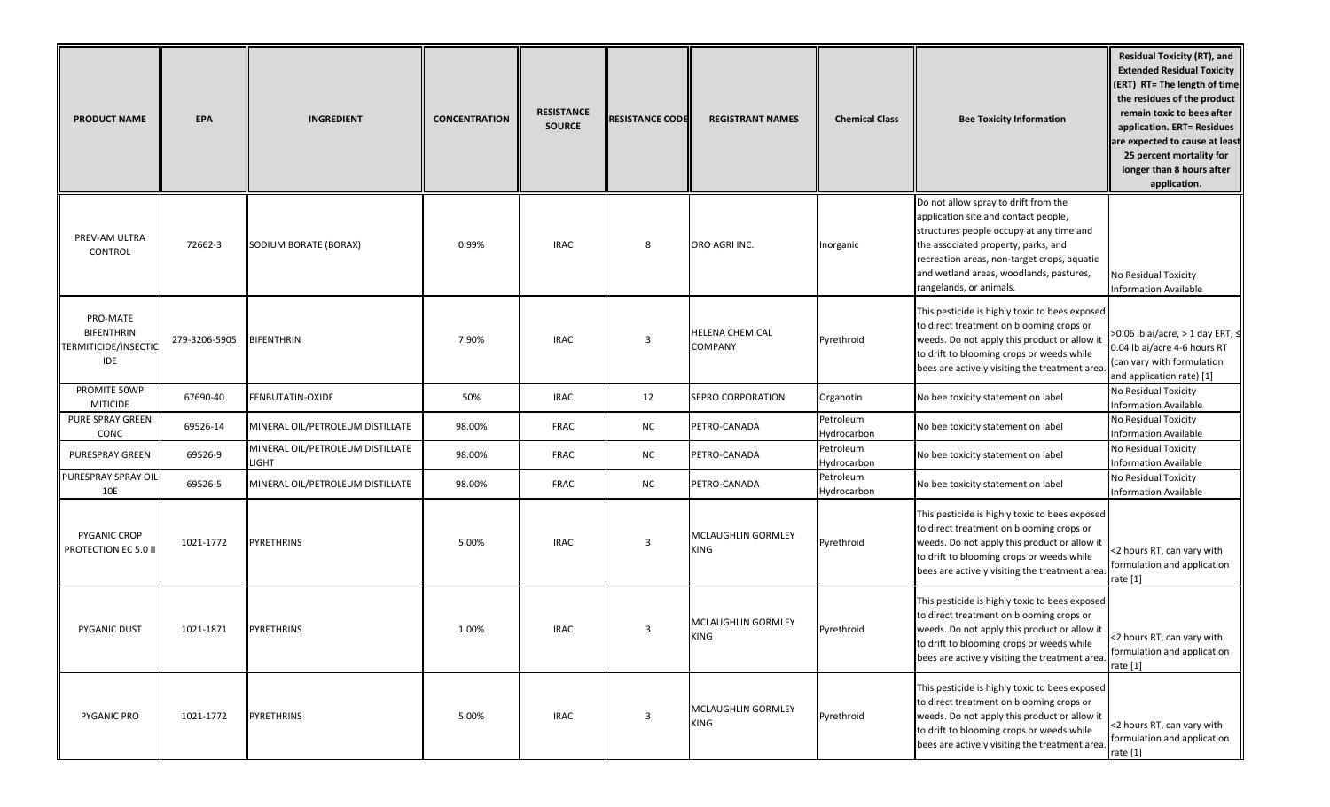| PRODUCT NAME | EPA | INGREDIENT | CONCENTRATION | RESISTANCE SOURCE | RESISTANCE CODE | REGISTRANT NAMES | Chemical Class | Bee Toxicity Information | Residual Toxicity (RT), and Extended Residual Toxicity (ERT) RT= The length of time the residues of the product remain toxic to bees after application. ERT= Residues are expected to cause at least 25 percent mortality for longer than 8 hours after application. |
|---|---|---|---|---|---|---|---|---|---|
| PREV-AM ULTRA CONTROL | 72662-3 | SODIUM BORATE (BORAX) | 0.99% | IRAC | 8 | ORO AGRI INC. | Inorganic | Do not allow spray to drift from the application site and contact people, structures people occupy at any time and the associated property, parks, and recreation areas, non-target crops, aquatic and wetland areas, woodlands, pastures, rangelands, or animals. | No Residual Toxicity Information Available |
| PRO-MATE BIFENTHRIN TERMITICIDE/INSECTICIDE | 279-3206-5905 | BIFENTHRIN | 7.90% | IRAC | 3 | HELENA CHEMICAL COMPANY | Pyrethroid | This pesticide is highly toxic to bees exposed to direct treatment on blooming crops or weeds. Do not apply this product or allow it to drift to blooming crops or weeds while bees are actively visiting the treatment area. | >0.06 lb ai/acre, > 1 day ERT, ≤ 0.04 lb ai/acre 4-6 hours RT (can vary with formulation and application rate) [1] |
| PROMITE 50WP MITICIDE | 67690-40 | FENBUTATIN-OXIDE | 50% | IRAC | 12 | SEPRO CORPORATION | Organotin | No bee toxicity statement on label | No Residual Toxicity Information Available |
| PURE SPRAY GREEN CONC | 69526-14 | MINERAL OIL/PETROLEUM DISTILLATE | 98.00% | FRAC | NC | PETRO-CANADA | Petroleum Hydrocarbon | No bee toxicity statement on label | No Residual Toxicity Information Available |
| PURESPRAY GREEN | 69526-9 | MINERAL OIL/PETROLEUM DISTILLATE LIGHT | 98.00% | FRAC | NC | PETRO-CANADA | Petroleum Hydrocarbon | No bee toxicity statement on label | No Residual Toxicity Information Available |
| PURESPRAY SPRAY OIL 10E | 69526-5 | MINERAL OIL/PETROLEUM DISTILLATE | 98.00% | FRAC | NC | PETRO-CANADA | Petroleum Hydrocarbon | No bee toxicity statement on label | No Residual Toxicity Information Available |
| PYGANIC CROP PROTECTION EC 5.0 II | 1021-1772 | PYRETHRINS | 5.00% | IRAC | 3 | MCLAUGHLIN GORMLEY KING | Pyrethroid | This pesticide is highly toxic to bees exposed to direct treatment on blooming crops or weeds. Do not apply this product or allow it to drift to blooming crops or weeds while bees are actively visiting the treatment area. | <2 hours RT, can vary with formulation and application rate [1] |
| PYGANIC DUST | 1021-1871 | PYRETHRINS | 1.00% | IRAC | 3 | MCLAUGHLIN GORMLEY KING | Pyrethroid | This pesticide is highly toxic to bees exposed to direct treatment on blooming crops or weeds. Do not apply this product or allow it to drift to blooming crops or weeds while bees are actively visiting the treatment area. | <2 hours RT, can vary with formulation and application rate [1] |
| PYGANIC PRO | 1021-1772 | PYRETHRINS | 5.00% | IRAC | 3 | MCLAUGHLIN GORMLEY KING | Pyrethroid | This pesticide is highly toxic to bees exposed to direct treatment on blooming crops or weeds. Do not apply this product or allow it to drift to blooming crops or weeds while bees are actively visiting the treatment area. | <2 hours RT, can vary with formulation and application rate [1] |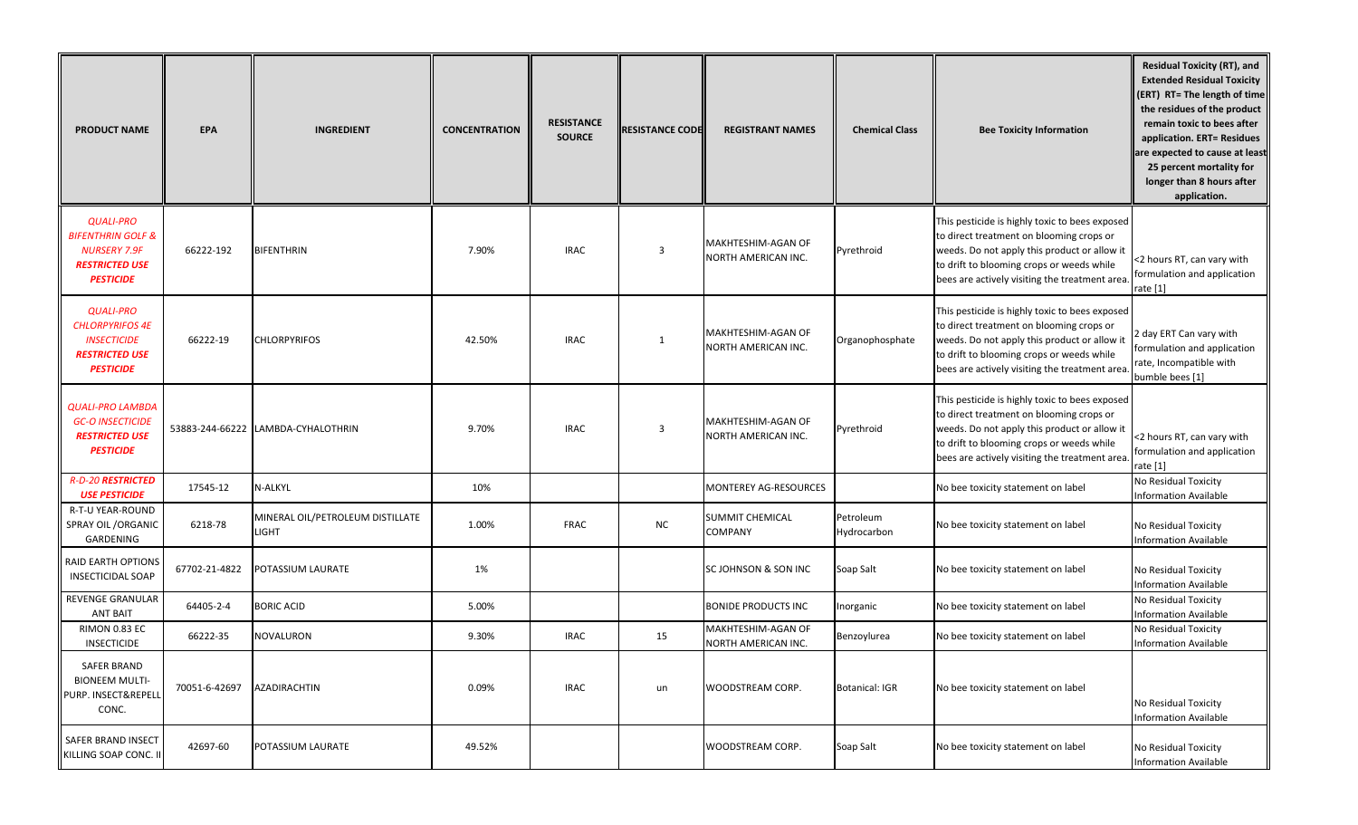| PRODUCT NAME | EPA | INGREDIENT | CONCENTRATION | RESISTANCE SOURCE | RESISTANCE CODE | REGISTRANT NAMES | Chemical Class | Bee Toxicity Information | Residual Toxicity (RT), and Extended Residual Toxicity (ERT) RT= The length of time the residues of the product remain toxic to bees after application. ERT= Residues are expected to cause at least 25 percent mortality for longer than 8 hours after application. |
|---|---|---|---|---|---|---|---|---|---|
| *QUALI-PRO BIFENTHRIN GOLF & NURSERY 7.9F* ***RESTRICTED USE PESTICIDE*** | 66222-192 | BIFENTHRIN | 7.90% | IRAC | 3 | MAKHTESHIM-AGAN OF NORTH AMERICAN INC. | Pyrethroid | This pesticide is highly toxic to bees exposed to direct treatment on blooming crops or weeds. Do not apply this product or allow it to drift to blooming crops or weeds while bees are actively visiting the treatment area. | <2 hours RT, can vary with formulation and application rate [1] |
| *QUALI-PRO CHLORPYRIFOS 4E INSECTICIDE* ***RESTRICTED USE PESTICIDE*** | 66222-19 | CHLORPYRIFOS | 42.50% | IRAC | 1 | MAKHTESHIM-AGAN OF NORTH AMERICAN INC. | Organophosphate | This pesticide is highly toxic to bees exposed to direct treatment on blooming crops or weeds. Do not apply this product or allow it to drift to blooming crops or weeds while bees are actively visiting the treatment area. | 2 day ERT Can vary with formulation and application rate, Incompatible with bumble bees [1] |
| *QUALI-PRO LAMBDA GC-O INSECTICIDE* ***RESTRICTED USE PESTICIDE*** | 53883-244-66222 | LAMBDA-CYHALOTHRIN | 9.70% | IRAC | 3 | MAKHTESHIM-AGAN OF NORTH AMERICAN INC. | Pyrethroid | This pesticide is highly toxic to bees exposed to direct treatment on blooming crops or weeds. Do not apply this product or allow it to drift to blooming crops or weeds while bees are actively visiting the treatment area. | <2 hours RT, can vary with formulation and application rate [1] |
| *R-D-20* ***RESTRICTED USE PESTICIDE*** | 17545-12 | N-ALKYL | 10% | | | MONTEREY AG-RESOURCES | | No bee toxicity statement on label | No Residual Toxicity Information Available |
| R-T-U YEAR-ROUND SPRAY OIL /ORGANIC GARDENING | 6218-78 | MINERAL OIL/PETROLEUM DISTILLATE LIGHT | 1.00% | FRAC | NC | SUMMIT CHEMICAL COMPANY | Petroleum Hydrocarbon | No bee toxicity statement on label | No Residual Toxicity Information Available |
| RAID EARTH OPTIONS INSECTICIDAL SOAP | 67702-21-4822 | POTASSIUM LAURATE | 1% | | | SC JOHNSON & SON INC | Soap Salt | No bee toxicity statement on label | No Residual Toxicity Information Available |
| REVENGE GRANULAR ANT BAIT | 64405-2-4 | BORIC ACID | 5.00% | | | BONIDE PRODUCTS INC | Inorganic | No bee toxicity statement on label | No Residual Toxicity Information Available |
| RIMON 0.83 EC INSECTICIDE | 66222-35 | NOVALURON | 9.30% | IRAC | 15 | MAKHTESHIM-AGAN OF NORTH AMERICAN INC. | Benzoylurea | No bee toxicity statement on label | No Residual Toxicity Information Available |
| SAFER BRAND BIONEEM MULTI-PURP. INSECT&REPELL CONC. | 70051-6-42697 | AZADIRACHTIN | 0.09% | IRAC | un | WOODSTREAM CORP. | Botanical: IGR | No bee toxicity statement on label | No Residual Toxicity Information Available |
| SAFER BRAND INSECT KILLING SOAP CONC. II | 42697-60 | POTASSIUM LAURATE | 49.52% | | | WOODSTREAM CORP. | Soap Salt | No bee toxicity statement on label | No Residual Toxicity Information Available |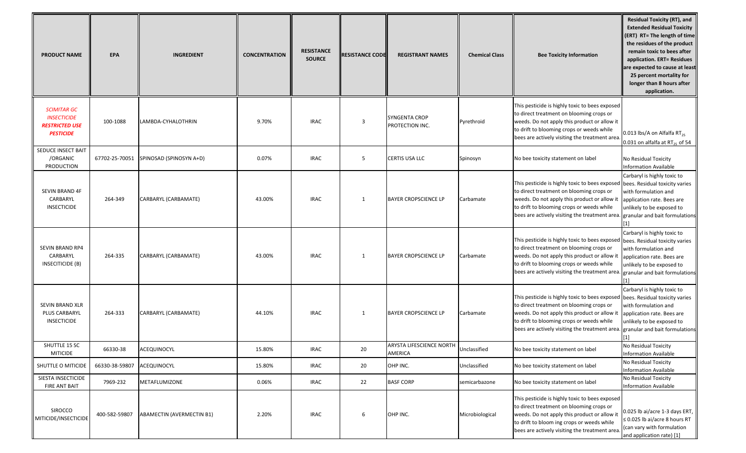| PRODUCT NAME | EPA | INGREDIENT | CONCENTRATION | RESISTANCE SOURCE | RESISTANCE CODE | REGISTRANT NAMES | Chemical Class | Bee Toxicity Information | Residual Toxicity (RT), and Extended Residual Toxicity (ERT) RT= The length of time the residues of the product remain toxic to bees after application. ERT= Residues are expected to cause at least 25 percent mortality for longer than 8 hours after application. |
|---|---|---|---|---|---|---|---|---|---|
| *SCIMITAR GC INSECTICIDE* ***RESTRICTED USE PESTICIDE*** | 100-1088 | LAMBDA-CYHALOTHRIN | 9.70% | IRAC | 3 | SYNGENTA CROP PROTECTION INC. | Pyrethroid | This pesticide is highly toxic to bees exposed to direct treatment on blooming crops or weeds. Do not apply this product or allow it to drift to blooming crops or weeds while bees are actively visiting the treatment area. | 0.013 lbs/A on Alfalfa $RT_{25}$ 0.031 on alfalfa at $RT_{25}$ of 54 |
| SEDUCE INSECT BAIT /ORGANIC PRODUCTION | 67702-25-70051 | SPINOSAD (SPINOSYN A+D) | 0.07% | IRAC | 5 | CERTIS USA LLC | Spinosyn | No bee toxicity statement on label | No Residual Toxicity Information Available |
| SEVIN BRAND 4F CARBARYL INSECTICIDE | 264-349 | CARBARYL (CARBAMATE) | 43.00% | IRAC | 1 | BAYER CROPSCIENCE LP | Carbamate | This pesticide is highly toxic to bees exposed to direct treatment on blooming crops or weeds. Do not apply this product or allow it to drift to blooming crops or weeds while bees are actively visiting the treatment area. | Carbaryl is highly toxic to bees. Residual toxicity varies with formulation and application rate. Bees are unlikely to be exposed to granular and bait formulations [1] |
| SEVIN BRAND RP4 CARBARYL INSECITICIDE (B) | 264-335 | CARBARYL (CARBAMATE) | 43.00% | IRAC | 1 | BAYER CROPSCIENCE LP | Carbamate | This pesticide is highly toxic to bees exposed to direct treatment on blooming crops or weeds. Do not apply this product or allow it to drift to blooming crops or weeds while bees are actively visiting the treatment area. | Carbaryl is highly toxic to bees. Residual toxicity varies with formulation and application rate. Bees are unlikely to be exposed to granular and bait formulations [1] |
| SEVIN BRAND XLR PLUS CARBARYL INSECTICIDE | 264-333 | CARBARYL (CARBAMATE) | 44.10% | IRAC | 1 | BAYER CROPSCIENCE LP | Carbamate | This pesticide is highly toxic to bees exposed to direct treatment on blooming crops or weeds. Do not apply this product or allow it to drift to blooming crops or weeds while bees are actively visiting the treatment area. | Carbaryl is highly toxic to bees. Residual toxicity varies with formulation and application rate. Bees are unlikely to be exposed to granular and bait formulations [1] |
| SHUTTLE 15 SC MITICIDE | 66330-38 | ACEQUINOCYL | 15.80% | IRAC | 20 | ARYSTA LIFESCIENCE NORTH AMERICA | Unclassified | No bee toxicity statement on label | No Residual Toxicity Information Available |
| SHUTTLE O MITICIDE | 66330-38-59807 | ACEQUINOCYL | 15.80% | IRAC | 20 | OHP INC. | Unclassified | No bee toxicity statement on label | No Residual Toxicity Information Available |
| SIESTA INSECTICIDE FIRE ANT BAIT | 7969-232 | METAFLUMIZONE | 0.06% | IRAC | 22 | BASF CORP | semicarbazone | No bee toxicity statement on label | No Residual Toxicity Information Available |
| SIROCCO MITICIDE/INSECTICIDE | 400-582-59807 | ABAMECTIN (AVERMECTIN B1) | 2.20% | IRAC | 6 | OHP INC. | Microbiological | This pesticide is highly toxic to bees exposed to direct treatment on blooming crops or weeds. Do not apply this product or allow it to drift to bloom ing crops or weeds while bees are actively visiting the treatment area. | 0.025 lb ai/acre 1-3 days ERT, ≤ 0.025 lb ai/acre 8 hours RT (can vary with formulation and application rate) [1] |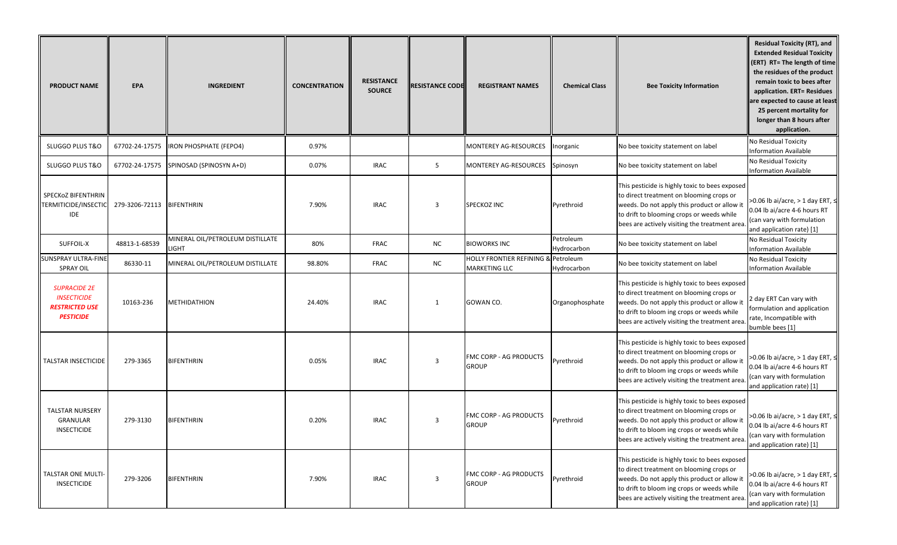| PRODUCT NAME | EPA | INGREDIENT | CONCENTRATION | RESISTANCE SOURCE | RESISTANCE CODE | REGISTRANT NAMES | Chemical Class | Bee Toxicity Information | Residual Toxicity (RT), and Extended Residual Toxicity (ERT) RT= The length of time the residues of the product remain toxic to bees after application. ERT= Residues are expected to cause at least 25 percent mortality for longer than 8 hours after application. |
|---|---|---|---|---|---|---|---|---|---|
| SLUGGO PLUS T&O | 67702-24-17575 | IRON PHOSPHATE (FEPO4) | 0.97% | | | MONTEREY AG-RESOURCES | Inorganic | No bee toxicity statement on label | No Residual Toxicity Information Available |
| SLUGGO PLUS T&O | 67702-24-17575 | SPINOSAD (SPINOSYN A+D) | 0.07% | IRAC | 5 | MONTEREY AG-RESOURCES | Spinosyn | No bee toxicity statement on label | No Residual Toxicity Information Available |
| SPECKoZ BIFENTHRIN TERMITICIDE/INSECTICIDE | 279-3206-72113 | BIFENTHRIN | 7.90% | IRAC | 3 | SPECKOZ INC | Pyrethroid | This pesticide is highly toxic to bees exposed to direct treatment on blooming crops or weeds. Do not apply this product or allow it to drift to blooming crops or weeds while bees are actively visiting the treatment area. | >0.06 lb ai/acre, > 1 day ERT, ≤ 0.04 lb ai/acre 4-6 hours RT (can vary with formulation and application rate) [1] |
| SUFFOIL-X | 48813-1-68539 | MINERAL OIL/PETROLEUM DISTILLATE LIGHT | 80% | FRAC | NC | BIOWORKS INC | Petroleum Hydrocarbon | No bee toxicity statement on label | No Residual Toxicity Information Available |
| SUNSPRAY ULTRA-FINE SPRAY OIL | 86330-11 | MINERAL OIL/PETROLEUM DISTILLATE | 98.80% | FRAC | NC | HOLLY FRONTIER REFINING & MARKETING LLC | Petroleum Hydrocarbon | No bee toxicity statement on label | No Residual Toxicity Information Available |
| ***SUPRACIDE 2E INSECTICIDE RESTRICTED USE PESTICIDE*** | 10163-236 | METHIDATHION | 24.40% | IRAC | 1 | GOWAN CO. | Organophosphate | This pesticide is highly toxic to bees exposed to direct treatment on blooming crops or weeds. Do not apply this product or allow it to drift to bloom ing crops or weeds while bees are actively visiting the treatment area. | 2 day ERT Can vary with formulation and application rate, Incompatible with bumble bees [1] |
| TALSTAR INSECTICIDE | 279-3365 | BIFENTHRIN | 0.05% | IRAC | 3 | FMC CORP - AG PRODUCTS GROUP | Pyrethroid | This pesticide is highly toxic to bees exposed to direct treatment on blooming crops or weeds. Do not apply this product or allow it to drift to bloom ing crops or weeds while bees are actively visiting the treatment area. | >0.06 lb ai/acre, > 1 day ERT, ≤ 0.04 lb ai/acre 4-6 hours RT (can vary with formulation and application rate) [1] |
| TALSTAR NURSERY GRANULAR INSECTICIDE | 279-3130 | BIFENTHRIN | 0.20% | IRAC | 3 | FMC CORP - AG PRODUCTS GROUP | Pyrethroid | This pesticide is highly toxic to bees exposed to direct treatment on blooming crops or weeds. Do not apply this product or allow it to drift to bloom ing crops or weeds while bees are actively visiting the treatment area. | >0.06 lb ai/acre, > 1 day ERT, ≤ 0.04 lb ai/acre 4-6 hours RT (can vary with formulation and application rate) [1] |
| TALSTAR ONE MULTI-INSECTICIDE | 279-3206 | BIFENTHRIN | 7.90% | IRAC | 3 | FMC CORP - AG PRODUCTS GROUP | Pyrethroid | This pesticide is highly toxic to bees exposed to direct treatment on blooming crops or weeds. Do not apply this product or allow it to drift to bloom ing crops or weeds while bees are actively visiting the treatment area. | >0.06 lb ai/acre, > 1 day ERT, ≤ 0.04 lb ai/acre 4-6 hours RT (can vary with formulation and application rate) [1] |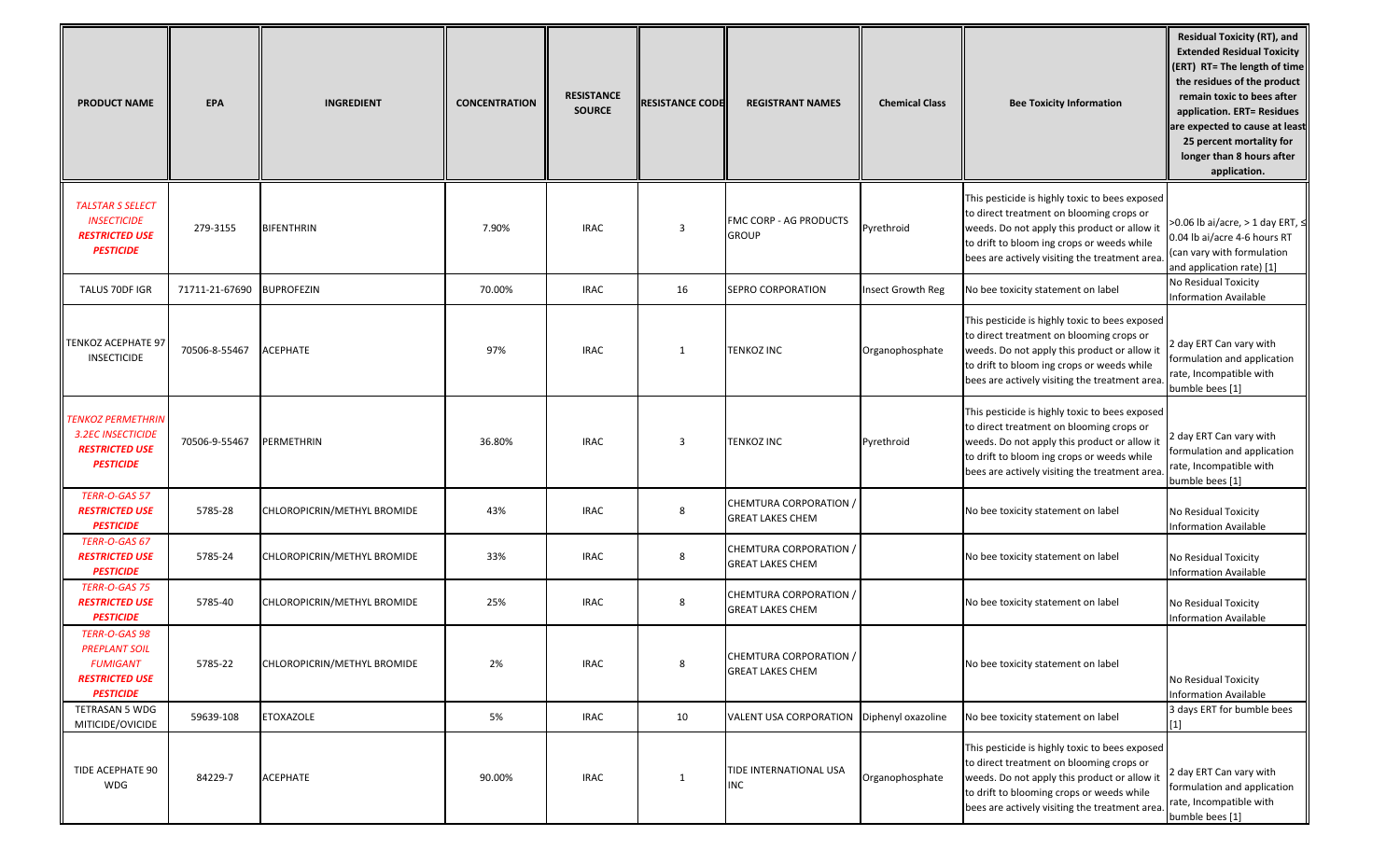| PRODUCT NAME | EPA | INGREDIENT | CONCENTRATION | RESISTANCE SOURCE | RESISTANCE CODE | REGISTRANT NAMES | Chemical Class | Bee Toxicity Information | Residual Toxicity (RT), and Extended Residual Toxicity (ERT) RT= The length of time the residues of the product remain toxic to bees after application. ERT= Residues are expected to cause at least 25 percent mortality for longer than 8 hours after application. |
|---|---|---|---|---|---|---|---|---|---|
| *TALSTAR S SELECT INSECTICIDE* ***RESTRICTED USE PESTICIDE*** | 279-3155 | BIFENTHRIN | 7.90% | IRAC | 3 | FMC CORP - AG PRODUCTS GROUP | Pyrethroid | This pesticide is highly toxic to bees exposed to direct treatment on blooming crops or weeds. Do not apply this product or allow it to drift to bloom ing crops or weeds while bees are actively visiting the treatment area. | >0.06 lb ai/acre, > 1 day ERT, ≤ 0.04 lb ai/acre 4-6 hours RT (can vary with formulation and application rate) [1] |
| TALUS 70DF IGR | 71711-21-67690 | BUPROFEZIN | 70.00% | IRAC | 16 | SEPRO CORPORATION | Insect Growth Reg | No bee toxicity statement on label | No Residual Toxicity Information Available |
| TENKOZ ACEPHATE 97 INSECTICIDE | 70506-8-55467 | ACEPHATE | 97% | IRAC | 1 | TENKOZ INC | Organophosphate | This pesticide is highly toxic to bees exposed to direct treatment on blooming crops or weeds. Do not apply this product or allow it to drift to bloom ing crops or weeds while bees are actively visiting the treatment area. | 2 day ERT Can vary with formulation and application rate, Incompatible with bumble bees [1] |
| *TENKOZ PERMETHRIN 3.2EC INSECTICIDE* ***RESTRICTED USE PESTICIDE*** | 70506-9-55467 | PERMETHRIN | 36.80% | IRAC | 3 | TENKOZ INC | Pyrethroid | This pesticide is highly toxic to bees exposed to direct treatment on blooming crops or weeds. Do not apply this product or allow it to drift to bloom ing crops or weeds while bees are actively visiting the treatment area. | 2 day ERT Can vary with formulation and application rate, Incompatible with bumble bees [1] |
| *TERR-O-GAS 57* ***RESTRICTED USE PESTICIDE*** | 5785-28 | CHLOROPICRIN/METHYL BROMIDE | 43% | IRAC | 8 | CHEMTURA CORPORATION / GREAT LAKES CHEM | | No bee toxicity statement on label | No Residual Toxicity Information Available |
| *TERR-O-GAS 67* ***RESTRICTED USE PESTICIDE*** | 5785-24 | CHLOROPICRIN/METHYL BROMIDE | 33% | IRAC | 8 | CHEMTURA CORPORATION / GREAT LAKES CHEM | | No bee toxicity statement on label | No Residual Toxicity Information Available |
| *TERR-O-GAS 75* ***RESTRICTED USE PESTICIDE*** | 5785-40 | CHLOROPICRIN/METHYL BROMIDE | 25% | IRAC | 8 | CHEMTURA CORPORATION / GREAT LAKES CHEM | | No bee toxicity statement on label | No Residual Toxicity Information Available |
| *TERR-O-GAS 98 PREPLANT SOIL FUMIGANT* ***RESTRICTED USE PESTICIDE*** | 5785-22 | CHLOROPICRIN/METHYL BROMIDE | 2% | IRAC | 8 | CHEMTURA CORPORATION / GREAT LAKES CHEM | | No bee toxicity statement on label | No Residual Toxicity Information Available |
| TETRASAN 5 WDG MITICIDE/OVICIDE | 59639-108 | ETOXAZOLE | 5% | IRAC | 10 | VALENT USA CORPORATION | Diphenyl oxazoline | No bee toxicity statement on label | 3 days ERT for bumble bees [1] |
| TIDE ACEPHATE 90 WDG | 84229-7 | ACEPHATE | 90.00% | IRAC | 1 | TIDE INTERNATIONAL USA INC | Organophosphate | This pesticide is highly toxic to bees exposed to direct treatment on blooming crops or weeds. Do not apply this product or allow it to drift to blooming crops or weeds while bees are actively visiting the treatment area. | 2 day ERT Can vary with formulation and application rate, Incompatible with bumble bees [1] |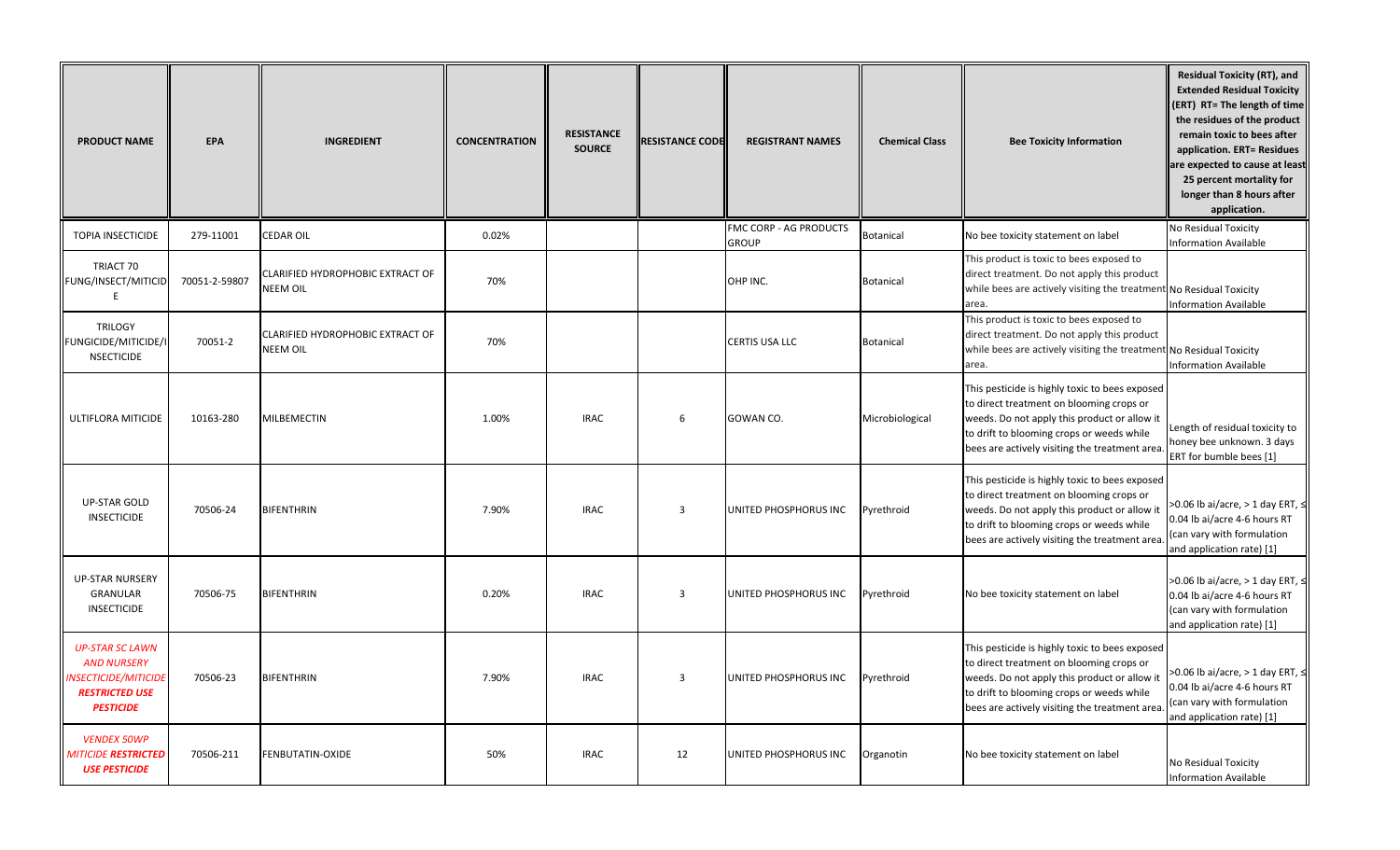| PRODUCT NAME | EPA | INGREDIENT | CONCENTRATION | RESISTANCE SOURCE | RESISTANCE CODE | REGISTRANT NAMES | Chemical Class | Bee Toxicity Information | Residual Toxicity (RT), and Extended Residual Toxicity (ERT) RT= The length of time the residues of the product remain toxic to bees after application. ERT= Residues are expected to cause at least 25 percent mortality for longer than 8 hours after application. |
|---|---|---|---|---|---|---|---|---|---|
| TOPIA INSECTICIDE | 279-11001 | CEDAR OIL | 0.02% | | | FMC CORP - AG PRODUCTS GROUP | Botanical | No bee toxicity statement on label | No Residual Toxicity Information Available |
| TRIACT 70 FUNG/INSECT/MITICIDE | 70051-2-59807 | CLARIFIED HYDROPHOBIC EXTRACT OF NEEM OIL | 70% | | | OHP INC. | Botanical | This product is toxic to bees exposed to direct treatment. Do not apply this product while bees are actively visiting the treatment area. | No Residual Toxicity Information Available |
| TRILOGY FUNGICIDE/MITICIDE/INSECTICIDE | 70051-2 | CLARIFIED HYDROPHOBIC EXTRACT OF NEEM OIL | 70% | | | CERTIS USA LLC | Botanical | This product is toxic to bees exposed to direct treatment. Do not apply this product while bees are actively visiting the treatment area. | No Residual Toxicity Information Available |
| ULTIFLORA MITICIDE | 10163-280 | MILBEMECTIN | 1.00% | IRAC | 6 | GOWAN CO. | Microbiological | This pesticide is highly toxic to bees exposed to direct treatment on blooming crops or weeds. Do not apply this product or allow it to drift to blooming crops or weeds while bees are actively visiting the treatment area. | Length of residual toxicity to honey bee unknown. 3 days ERT for bumble bees [1] |
| UP-STAR GOLD INSECTICIDE | 70506-24 | BIFENTHRIN | 7.90% | IRAC | 3 | UNITED PHOSPHORUS INC | Pyrethroid | This pesticide is highly toxic to bees exposed to direct treatment on blooming crops or weeds. Do not apply this product or allow it to drift to blooming crops or weeds while bees are actively visiting the treatment area. | >0.06 lb ai/acre, > 1 day ERT, ≤ 0.04 lb ai/acre 4-6 hours RT (can vary with formulation and application rate) [1] |
| UP-STAR NURSERY GRANULAR INSECTICIDE | 70506-75 | BIFENTHRIN | 0.20% | IRAC | 3 | UNITED PHOSPHORUS INC | Pyrethroid | No bee toxicity statement on label | >0.06 lb ai/acre, > 1 day ERT, ≤ 0.04 lb ai/acre 4-6 hours RT (can vary with formulation and application rate) [1] |
| *UP-STAR SC LAWN AND NURSERY INSECTICIDE/MITICIDE **RESTRICTED USE PESTICIDE*** | 70506-23 | BIFENTHRIN | 7.90% | IRAC | 3 | UNITED PHOSPHORUS INC | Pyrethroid | This pesticide is highly toxic to bees exposed to direct treatment on blooming crops or weeds. Do not apply this product or allow it to drift to blooming crops or weeds while bees are actively visiting the treatment area. | >0.06 lb ai/acre, > 1 day ERT, ≤ 0.04 lb ai/acre 4-6 hours RT (can vary with formulation and application rate) [1] |
| *VENDEX 50WP MITICIDE **RESTRICTED USE PESTICIDE*** | 70506-211 | FENBUTATIN-OXIDE | 50% | IRAC | 12 | UNITED PHOSPHORUS INC | Organotin | No bee toxicity statement on label | No Residual Toxicity Information Available |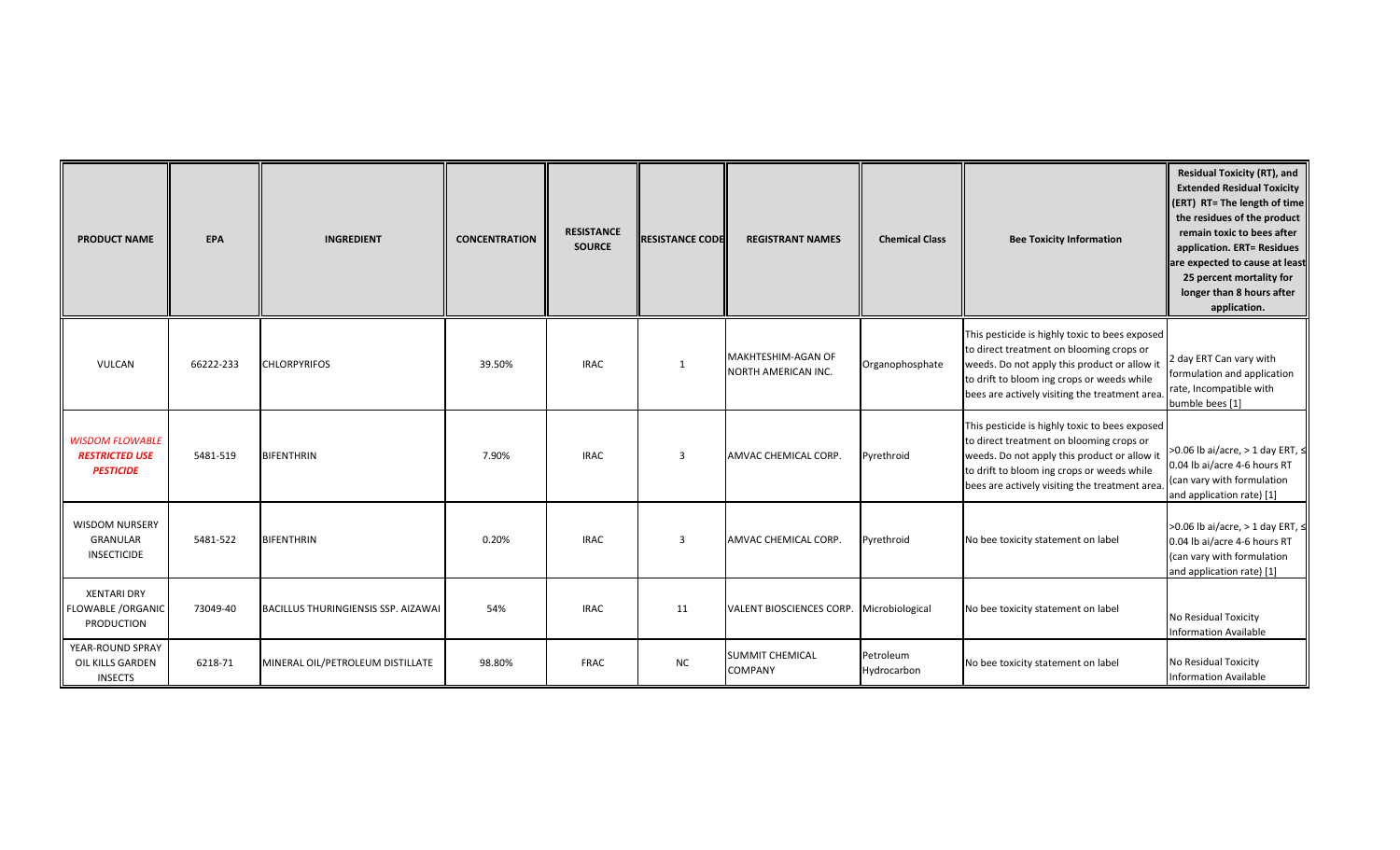| PRODUCT NAME | EPA | INGREDIENT | CONCENTRATION | RESISTANCE SOURCE | RESISTANCE CODE | REGISTRANT NAMES | Chemical Class | Bee Toxicity Information | Residual Toxicity (RT), and Extended Residual Toxicity (ERT) RT= The length of time the residues of the product remain toxic to bees after application. ERT= Residues are expected to cause at least 25 percent mortality for longer than 8 hours after application. |
|---|---|---|---|---|---|---|---|---|---|
| VULCAN | 66222-233 | CHLORPYRIFOS | 39.50% | IRAC | 1 | MAKHTESHIM-AGAN OF NORTH AMERICAN INC. | Organophosphate | This pesticide is highly toxic to bees exposed to direct treatment on blooming crops or weeds. Do not apply this product or allow it to drift to bloom ing crops or weeds while bees are actively visiting the treatment area. | 2 day ERT Can vary with formulation and application rate, Incompatible with bumble bees [1] |
| ***WISDOM FLOWABLE RESTRICTED USE PESTICIDE*** | 5481-519 | BIFENTHRIN | 7.90% | IRAC | 3 | AMVAC CHEMICAL CORP. | Pyrethroid | This pesticide is highly toxic to bees exposed to direct treatment on blooming crops or weeds. Do not apply this product or allow it to drift to bloom ing crops or weeds while bees are actively visiting the treatment area. | >0.06 lb ai/acre, > 1 day ERT, ≤ 0.04 lb ai/acre 4-6 hours RT (can vary with formulation and application rate) [1] |
| WISDOM NURSERY GRANULAR INSECTICIDE | 5481-522 | BIFENTHRIN | 0.20% | IRAC | 3 | AMVAC CHEMICAL CORP. | Pyrethroid | No bee toxicity statement on label | >0.06 lb ai/acre, > 1 day ERT, ≤ 0.04 lb ai/acre 4-6 hours RT (can vary with formulation and application rate) [1] |
| XENTARI DRY FLOWABLE /ORGANIC PRODUCTION | 73049-40 | BACILLUS THURINGIENSIS SSP. AIZAWAI | 54% | IRAC | 11 | VALENT BIOSCIENCES CORP. | Microbiological | No bee toxicity statement on label | No Residual Toxicity Information Available |
| YEAR-ROUND SPRAY OIL KILLS GARDEN INSECTS | 6218-71 | MINERAL OIL/PETROLEUM DISTILLATE | 98.80% | FRAC | NC | SUMMIT CHEMICAL COMPANY | Petroleum Hydrocarbon | No bee toxicity statement on label | No Residual Toxicity Information Available |